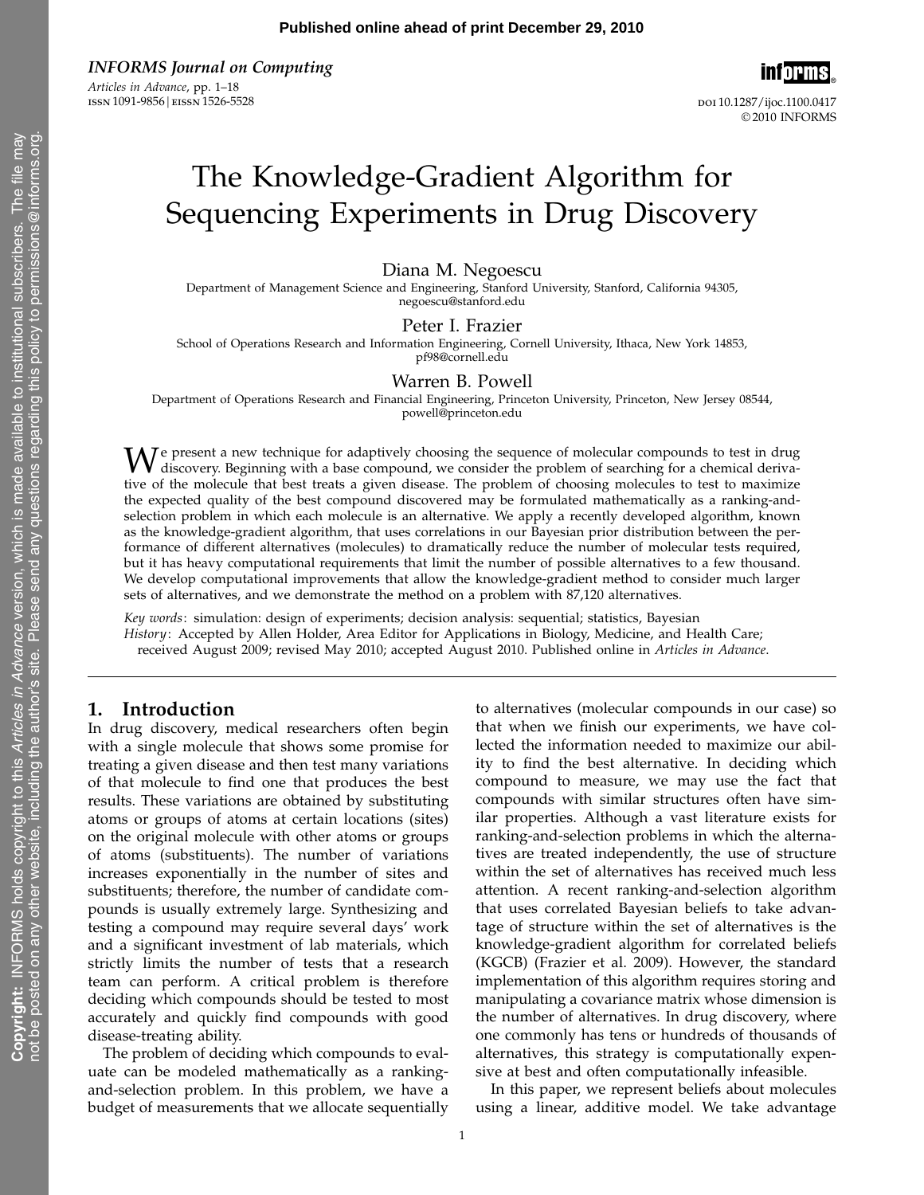Published online ahead of print December 29, 2010

*INFORMS Journal on Computing*
*Articles in Advance*, pp. 1–18
ISSN 1091-9856 | EISSN 1526-5528

DOI 10.1287/ijoc.1100.0417
© 2010 INFORMS

# The Knowledge-Gradient Algorithm for Sequencing Experiments in Drug Discovery

Diana M. Negoescu
Department of Management Science and Engineering, Stanford University, Stanford, California 94305, negoescu@stanford.edu

Peter I. Frazier
School of Operations Research and Information Engineering, Cornell University, Ithaca, New York 14853, pf98@cornell.edu

Warren B. Powell
Department of Operations Research and Financial Engineering, Princeton University, Princeton, New Jersey 08544, powell@princeton.edu

We present a new technique for adaptively choosing the sequence of molecular compounds to test in drug discovery. Beginning with a base compound, we consider the problem of searching for a chemical derivative of the molecule that best treats a given disease. The problem of choosing molecules to test to maximize the expected quality of the best compound discovered may be formulated mathematically as a ranking-and-selection problem in which each molecule is an alternative. We apply a recently developed algorithm, known as the knowledge-gradient algorithm, that uses correlations in our Bayesian prior distribution between the performance of different alternatives (molecules) to dramatically reduce the number of molecular tests required, but it has heavy computational requirements that limit the number of possible alternatives to a few thousand. We develop computational improvements that allow the knowledge-gradient method to consider much larger sets of alternatives, and we demonstrate the method on a problem with 87,120 alternatives.

*Key words*: simulation: design of experiments; decision analysis: sequential; statistics, Bayesian
*History*: Accepted by Allen Holder, Area Editor for Applications in Biology, Medicine, and Health Care; received August 2009; revised May 2010; accepted August 2010. Published online in *Articles in Advance*.

## 1. Introduction

In drug discovery, medical researchers often begin with a single molecule that shows some promise for treating a given disease and then test many variations of that molecule to find one that produces the best results. These variations are obtained by substituting atoms or groups of atoms at certain locations (sites) on the original molecule with other atoms or groups of atoms (substituents). The number of variations increases exponentially in the number of sites and substituents; therefore, the number of candidate compounds is usually extremely large. Synthesizing and testing a compound may require several days' work and a significant investment of lab materials, which strictly limits the number of tests that a research team can perform. A critical problem is therefore deciding which compounds should be tested to most accurately and quickly find compounds with good disease-treating ability.

The problem of deciding which compounds to evaluate can be modeled mathematically as a ranking-and-selection problem. In this problem, we have a budget of measurements that we allocate sequentially to alternatives (molecular compounds in our case) so that when we finish our experiments, we have collected the information needed to maximize our ability to find the best alternative. In deciding which compound to measure, we may use the fact that compounds with similar structures often have similar properties. Although a vast literature exists for ranking-and-selection problems in which the alternatives are treated independently, the use of structure within the set of alternatives has received much less attention. A recent ranking-and-selection algorithm that uses correlated Bayesian beliefs to take advantage of structure within the set of alternatives is the knowledge-gradient algorithm for correlated beliefs (KGCB) (Frazier et al. 2009). However, the standard implementation of this algorithm requires storing and manipulating a covariance matrix whose dimension is the number of alternatives. In drug discovery, where one commonly has tens or hundreds of thousands of alternatives, this strategy is computationally expensive at best and often computationally infeasible.

In this paper, we represent beliefs about molecules using a linear, additive model. We take advantage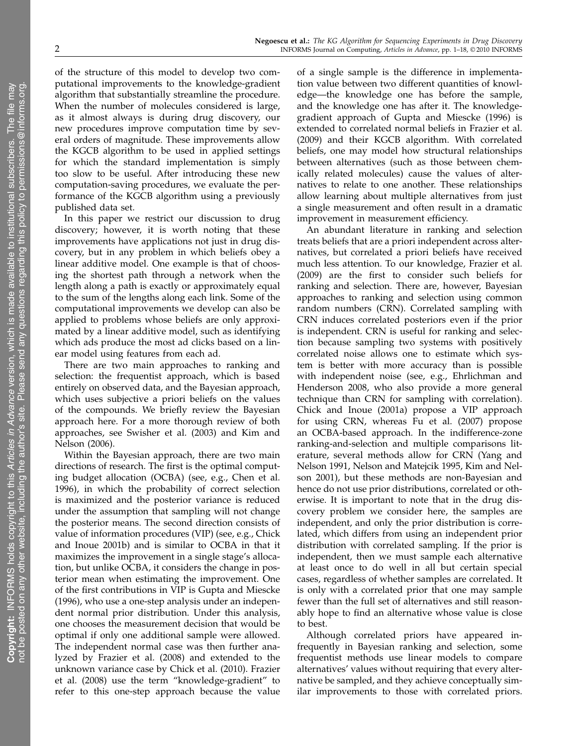of the structure of this model to develop two computational improvements to the knowledge-gradient algorithm that substantially streamline the procedure. When the number of molecules considered is large, as it almost always is during drug discovery, our new procedures improve computation time by several orders of magnitude. These improvements allow the KGCB algorithm to be used in applied settings for which the standard implementation is simply too slow to be useful. After introducing these new computation-saving procedures, we evaluate the performance of the KGCB algorithm using a previously published data set.

In this paper we restrict our discussion to drug discovery; however, it is worth noting that these improvements have applications not just in drug discovery, but in any problem in which beliefs obey a linear additive model. One example is that of choosing the shortest path through a network when the length along a path is exactly or approximately equal to the sum of the lengths along each link. Some of the computational improvements we develop can also be applied to problems whose beliefs are only approximated by a linear additive model, such as identifying which ads produce the most ad clicks based on a linear model using features from each ad.

There are two main approaches to ranking and selection: the frequentist approach, which is based entirely on observed data, and the Bayesian approach, which uses subjective a priori beliefs on the values of the compounds. We briefly review the Bayesian approach here. For a more thorough review of both approaches, see Swisher et al. (2003) and Kim and Nelson (2006).

Within the Bayesian approach, there are two main directions of research. The first is the optimal computing budget allocation (OCBA) (see, e.g., Chen et al. 1996), in which the probability of correct selection is maximized and the posterior variance is reduced under the assumption that sampling will not change the posterior means. The second direction consists of value of information procedures (VIP) (see, e.g., Chick and Inoue 2001b) and is similar to OCBA in that it maximizes the improvement in a single stage's allocation, but unlike OCBA, it considers the change in posterior mean when estimating the improvement. One of the first contributions in VIP is Gupta and Miescke (1996), who use a one-step analysis under an independent normal prior distribution. Under this analysis, one chooses the measurement decision that would be optimal if only one additional sample were allowed. The independent normal case was then further analyzed by Frazier et al. (2008) and extended to the unknown variance case by Chick et al. (2010). Frazier et al. (2008) use the term "knowledge-gradient" to refer to this one-step approach because the value of a single sample is the difference in implementation value between two different quantities of knowledge—the knowledge one has before the sample, and the knowledge one has after it. The knowledge-gradient approach of Gupta and Miescke (1996) is extended to correlated normal beliefs in Frazier et al. (2009) and their KGCB algorithm. With correlated beliefs, one may model how structural relationships between alternatives (such as those between chemically related molecules) cause the values of alternatives to relate to one another. These relationships allow learning about multiple alternatives from just a single measurement and often result in a dramatic improvement in measurement efficiency.

An abundant literature in ranking and selection treats beliefs that are a priori independent across alternatives, but correlated a priori beliefs have received much less attention. To our knowledge, Frazier et al. (2009) are the first to consider such beliefs for ranking and selection. There are, however, Bayesian approaches to ranking and selection using common random numbers (CRN). Correlated sampling with CRN induces correlated posteriors even if the prior is independent. CRN is useful for ranking and selection because sampling two systems with positively correlated noise allows one to estimate which system is better with more accuracy than is possible with independent noise (see, e.g., Ehrlichman and Henderson 2008, who also provide a more general technique than CRN for sampling with correlation). Chick and Inoue (2001a) propose a VIP approach for using CRN, whereas Fu et al. (2007) propose an OCBA-based approach. In the indifference-zone ranking-and-selection and multiple comparisons literature, several methods allow for CRN (Yang and Nelson 1991, Nelson and Matejcik 1995, Kim and Nelson 2001), but these methods are non-Bayesian and hence do not use prior distributions, correlated or otherwise. It is important to note that in the drug discovery problem we consider here, the samples are independent, and only the prior distribution is correlated, which differs from using an independent prior distribution with correlated sampling. If the prior is independent, then we must sample each alternative at least once to do well in all but certain special cases, regardless of whether samples are correlated. It is only with a correlated prior that one may sample fewer than the full set of alternatives and still reasonably hope to find an alternative whose value is close to best.

Although correlated priors have appeared infrequently in Bayesian ranking and selection, some frequentist methods use linear models to compare alternatives' values without requiring that every alternative be sampled, and they achieve conceptually similar improvements to those with correlated priors.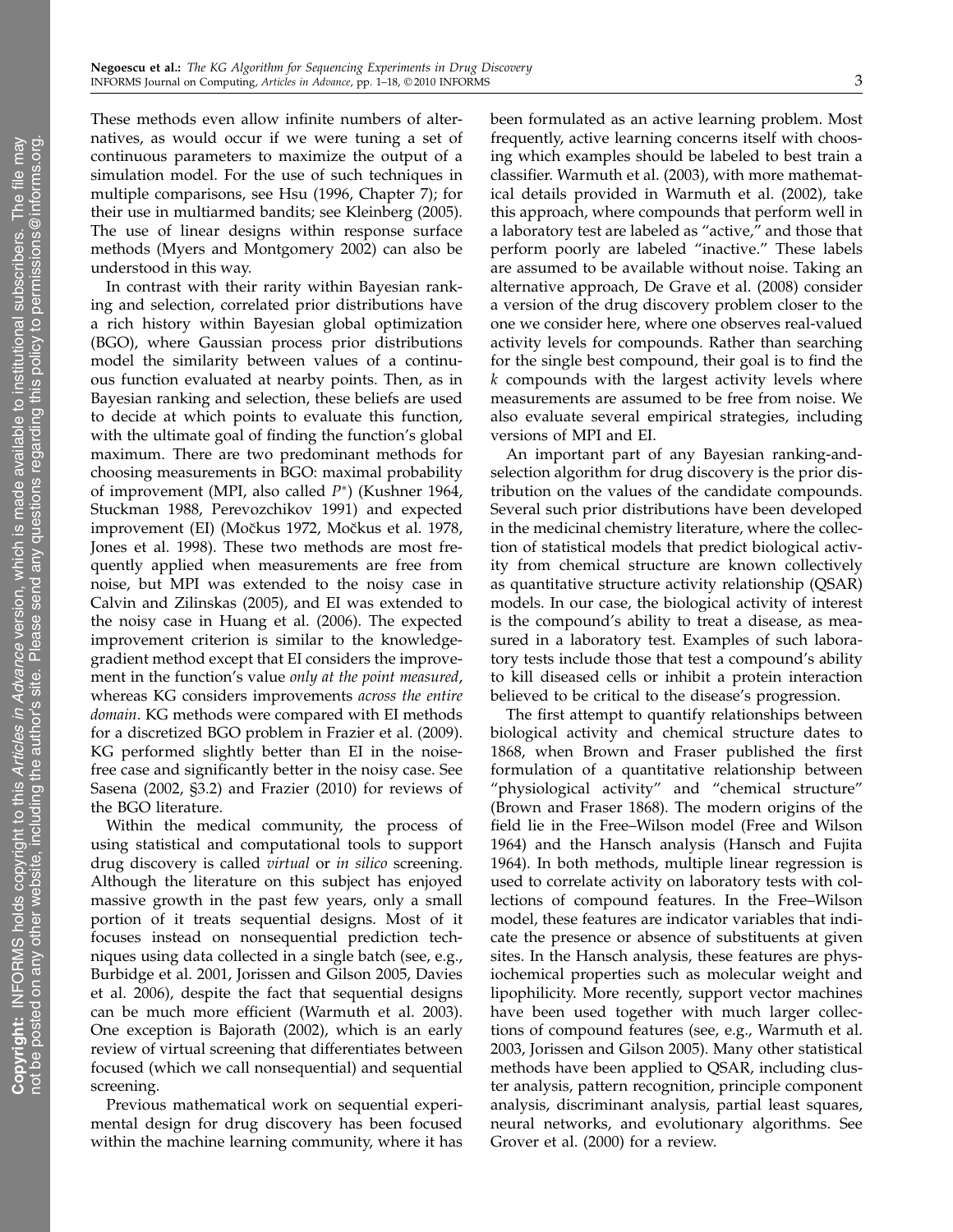These methods even allow infinite numbers of alternatives, as would occur if we were tuning a set of continuous parameters to maximize the output of a simulation model. For the use of such techniques in multiple comparisons, see Hsu (1996, Chapter 7); for their use in multiarmed bandits; see Kleinberg (2005). The use of linear designs within response surface methods (Myers and Montgomery 2002) can also be understood in this way.

In contrast with their rarity within Bayesian ranking and selection, correlated prior distributions have a rich history within Bayesian global optimization (BGO), where Gaussian process prior distributions model the similarity between values of a continuous function evaluated at nearby points. Then, as in Bayesian ranking and selection, these beliefs are used to decide at which points to evaluate this function, with the ultimate goal of finding the function's global maximum. There are two predominant methods for choosing measurements in BGO: maximal probability of improvement (MPI, also called $P^*$) (Kushner 1964, Stuckman 1988, Perevozchikov 1991) and expected improvement (EI) (Močkus 1972, Močkus et al. 1978, Jones et al. 1998). These two methods are most frequently applied when measurements are free from noise, but MPI was extended to the noisy case in Calvin and Zilinskas (2005), and EI was extended to the noisy case in Huang et al. (2006). The expected improvement criterion is similar to the knowledge-gradient method except that EI considers the improvement in the function's value *only at the point measured*, whereas KG considers improvements *across the entire domain*. KG methods were compared with EI methods for a discretized BGO problem in Frazier et al. (2009). KG performed slightly better than EI in the noise-free case and significantly better in the noisy case. See Sasena (2002, §3.2) and Frazier (2010) for reviews of the BGO literature.

Within the medical community, the process of using statistical and computational tools to support drug discovery is called *virtual* or *in silico* screening. Although the literature on this subject has enjoyed massive growth in the past few years, only a small portion of it treats sequential designs. Most of it focuses instead on nonsequential prediction techniques using data collected in a single batch (see, e.g., Burbidge et al. 2001, Jorissen and Gilson 2005, Davies et al. 2006), despite the fact that sequential designs can be much more efficient (Warmuth et al. 2003). One exception is Bajorath (2002), which is an early review of virtual screening that differentiates between focused (which we call nonsequential) and sequential screening.

Previous mathematical work on sequential experimental design for drug discovery has been focused within the machine learning community, where it has been formulated as an active learning problem. Most frequently, active learning concerns itself with choosing which examples should be labeled to best train a classifier. Warmuth et al. (2003), with more mathematical details provided in Warmuth et al. (2002), take this approach, where compounds that perform well in a laboratory test are labeled as "active," and those that perform poorly are labeled "inactive." These labels are assumed to be available without noise. Taking an alternative approach, De Grave et al. (2008) consider a version of the drug discovery problem closer to the one we consider here, where one observes real-valued activity levels for compounds. Rather than searching for the single best compound, their goal is to find the $k$ compounds with the largest activity levels where measurements are assumed to be free from noise. We also evaluate several empirical strategies, including versions of MPI and EI.

An important part of any Bayesian ranking-and-selection algorithm for drug discovery is the prior distribution on the values of the candidate compounds. Several such prior distributions have been developed in the medicinal chemistry literature, where the collection of statistical models that predict biological activity from chemical structure are known collectively as quantitative structure activity relationship (QSAR) models. In our case, the biological activity of interest is the compound's ability to treat a disease, as measured in a laboratory test. Examples of such laboratory tests include those that test a compound's ability to kill diseased cells or inhibit a protein interaction believed to be critical to the disease's progression.

The first attempt to quantify relationships between biological activity and chemical structure dates to 1868, when Brown and Fraser published the first formulation of a quantitative relationship between "physiological activity" and "chemical structure" (Brown and Fraser 1868). The modern origins of the field lie in the Free–Wilson model (Free and Wilson 1964) and the Hansch analysis (Hansch and Fujita 1964). In both methods, multiple linear regression is used to correlate activity on laboratory tests with collections of compound features. In the Free–Wilson model, these features are indicator variables that indicate the presence or absence of substituents at given sites. In the Hansch analysis, these features are physiochemical properties such as molecular weight and lipophilicity. More recently, support vector machines have been used together with much larger collections of compound features (see, e.g., Warmuth et al. 2003, Jorissen and Gilson 2005). Many other statistical methods have been applied to QSAR, including cluster analysis, pattern recognition, principle component analysis, discriminant analysis, partial least squares, neural networks, and evolutionary algorithms. See Grover et al. (2000) for a review.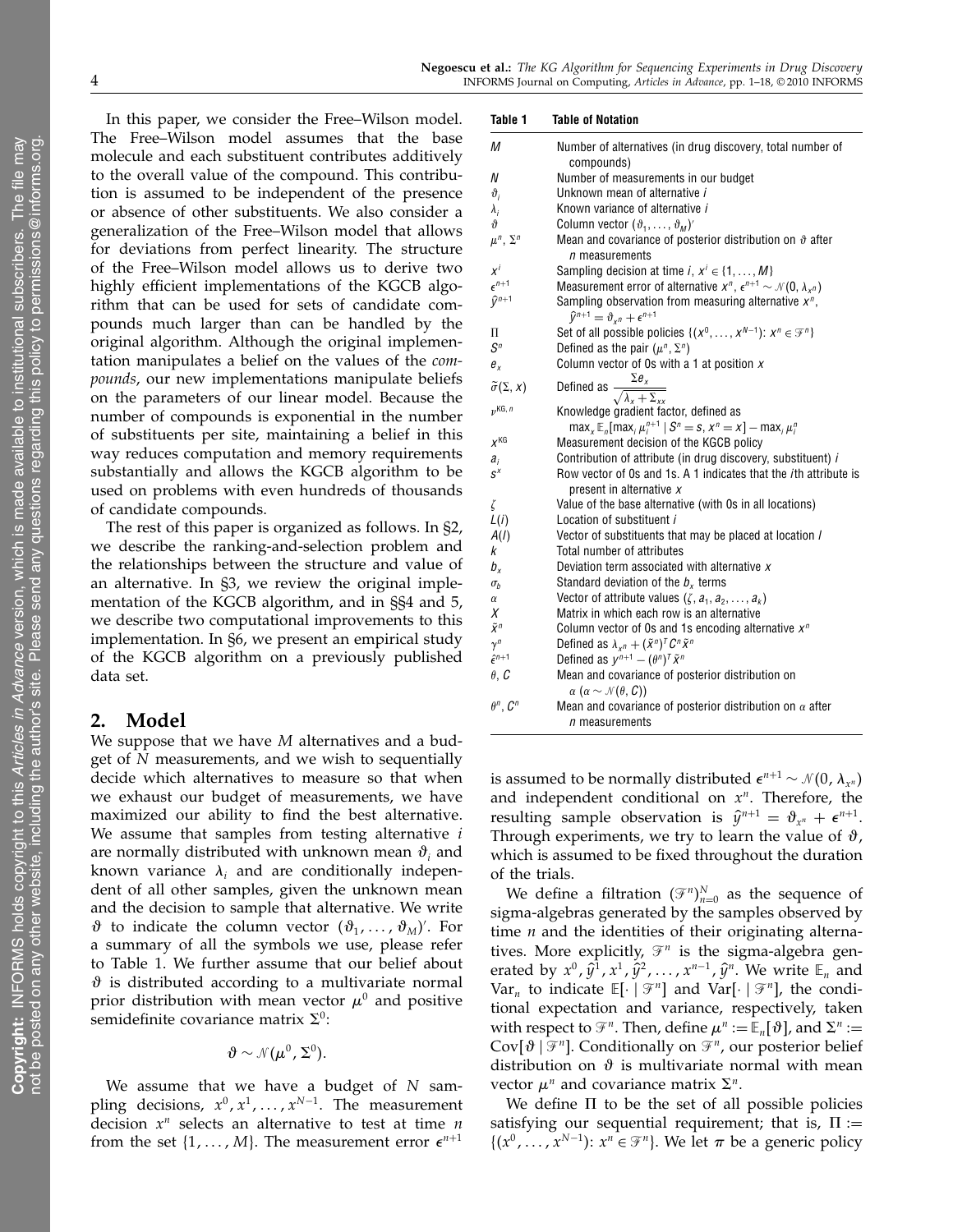In this paper, we consider the Free–Wilson model. The Free–Wilson model assumes that the base molecule and each substituent contributes additively to the overall value of the compound. This contribution is assumed to be independent of the presence or absence of other substituents. We also consider a generalization of the Free–Wilson model that allows for deviations from perfect linearity. The structure of the Free–Wilson model allows us to derive two highly efficient implementations of the KGCB algorithm that can be used for sets of candidate compounds much larger than can be handled by the original algorithm. Although the original implementation manipulates a belief on the values of the *compounds*, our new implementations manipulate beliefs on the parameters of our linear model. Because the number of compounds is exponential in the number of substituents per site, maintaining a belief in this way reduces computation and memory requirements substantially and allows the KGCB algorithm to be used on problems with even hundreds of thousands of candidate compounds.

The rest of this paper is organized as follows. In §2, we describe the ranking-and-selection problem and the relationships between the structure and value of an alternative. In §3, we review the original implementation of the KGCB algorithm, and in §§4 and 5, we describe two computational improvements to this implementation. In §6, we present an empirical study of the KGCB algorithm on a previously published data set.

## 2. Model

We suppose that we have $M$ alternatives and a budget of $N$ measurements, and we wish to sequentially decide which alternatives to measure so that when we exhaust our budget of measurements, we have maximized our ability to find the best alternative. We assume that samples from testing alternative $i$ are normally distributed with unknown mean $\vartheta_i$ and known variance $\lambda_i$ and are conditionally independent of all other samples, given the unknown mean and the decision to sample that alternative. We write $\vartheta$ to indicate the column vector $(\vartheta_1, \ldots, \vartheta_M)'$. For a summary of all the symbols we use, please refer to Table 1. We further assume that our belief about $\vartheta$ is distributed according to a multivariate normal prior distribution with mean vector $\mu^0$ and positive semidefinite covariance matrix $\Sigma^0$:

$$\vartheta \sim \mathcal{N}(\mu^0, \Sigma^0).$$

We assume that we have a budget of $N$ sampling decisions, $x^0, x^1, \ldots, x^{N-1}$. The measurement decision $x^n$ selects an alternative to test at time $n$ from the set $\{1, \ldots, M\}$. The measurement error $\epsilon^{n+1}$ is assumed to be normally distributed $\epsilon^{n+1} \sim \mathcal{N}(0, \lambda_{x^n})$ and independent conditional on $x^n$. Therefore, the resulting sample observation is $\hat{y}^{n+1} = \vartheta_{x^n} + \epsilon^{n+1}$. Through experiments, we try to learn the value of $\vartheta$, which is assumed to be fixed throughout the duration of the trials.

We define a filtration $(\mathcal{F}^n)_{n=0}^N$ as the sequence of sigma-algebras generated by the samples observed by time $n$ and the identities of their originating alternatives. More explicitly, $\mathcal{F}^n$ is the sigma-algebra generated by $x^0, \hat{y}^1, x^1, \hat{y}^2, \ldots, x^{n-1}, \hat{y}^n$. We write $\mathbb{E}_n$ and $\text{Var}_n$ to indicate $\mathbb{E}[\cdot \mid \mathcal{F}^n]$ and $\text{Var}[\cdot \mid \mathcal{F}^n]$, the conditional expectation and variance, respectively, taken with respect to $\mathcal{F}^n$. Then, define $\mu^n := \mathbb{E}_n[\vartheta]$, and $\Sigma^n := \text{Cov}[\vartheta \mid \mathcal{F}^n]$. Conditionally on $\mathcal{F}^n$, our posterior belief distribution on $\vartheta$ is multivariate normal with mean vector $\mu^n$ and covariance matrix $\Sigma^n$.

We define $\Pi$ to be the set of all possible policies satisfying our sequential requirement; that is, $\Pi := \{(x^0, \ldots, x^{N-1}) \colon x^n \in \mathcal{F}^n\}$. We let $\pi$ be a generic policy

**Table 1 Table of Notation**

| Symbol | Definition |
|---|---|
| $M$ | Number of alternatives (in drug discovery, total number of compounds) |
| $N$ | Number of measurements in our budget |
| $\vartheta_i$ | Unknown mean of alternative $i$ |
| $\lambda_i$ | Known variance of alternative $i$ |
| $\vartheta$ | Column vector $(\vartheta_1, \ldots, \vartheta_M)'$ |
| $\mu^n$, $\Sigma^n$ | Mean and covariance of posterior distribution on $\vartheta$ after $n$ measurements |
| $x^i$ | Sampling decision at time $i$, $x^i \in \{1, \ldots, M\}$ |
| $\epsilon^{n+1}$ | Measurement error of alternative $x^n$, $\epsilon^{n+1} \sim \mathcal{N}(0, \lambda_{x^n})$ |
| $\hat{y}^{n+1}$ | Sampling observation from measuring alternative $x^n$, $\hat{y}^{n+1} = \vartheta_{x^n} + \epsilon^{n+1}$ |
| $\Pi$ | Set of all possible policies $\{(x^0, \ldots, x^{N-1})\colon x^n \in \mathcal{F}^n\}$ |
| $S^n$ | Defined as the pair $(\mu^n, \Sigma^n)$ |
| $e_x$ | Column vector of 0s with a 1 at position $x$ |
| $\tilde{\sigma}(\Sigma, x)$ | Defined as $\frac{\Sigma e_x}{\sqrt{\lambda_x + \Sigma_{xx}}}$ |
| $\nu^{\text{KG}, n}$ | Knowledge gradient factor, defined as $\max_x \mathbb{E}_n[\max_i \mu_i^{n+1} \mid S^n = s, x^n = x] - \max_i \mu_i^n$ |
| $x^{\text{KG}}$ | Measurement decision of the KGCB policy |
| $a_i$ | Contribution of attribute (in drug discovery, substituent) $i$ |
| $s^x$ | Row vector of 0s and 1s. A 1 indicates that the $i$th attribute is present in alternative $x$ |
| $\zeta$ | Value of the base alternative (with 0s in all locations) |
| $L(i)$ | Location of substituent $i$ |
| $A(l)$ | Vector of substituents that may be placed at location $l$ |
| $k$ | Total number of attributes |
| $b_x$ | Deviation term associated with alternative $x$ |
| $\sigma_b$ | Standard deviation of the $b_x$ terms |
| $\alpha$ | Vector of attribute values $(\zeta, a_1, a_2, \ldots, a_k)$ |
| $X$ | Matrix in which each row is an alternative |
| $\tilde{x}^n$ | Column vector of 0s and 1s encoding alternative $x^n$ |
| $\gamma^n$ | Defined as $\lambda_{x^n} + (\tilde{x}^n)^T C^n \tilde{x}^n$ |
| $\hat{\epsilon}^{n+1}$ | Defined as $y^{n+1} - (\theta^n)^T \tilde{x}^n$ |
| $\theta$, $C$ | Mean and covariance of posterior distribution on $\alpha$ ($\alpha \sim \mathcal{N}(\theta, C)$) |
| $\theta^n$, $C^n$ | Mean and covariance of posterior distribution on $\alpha$ after $n$ measurements |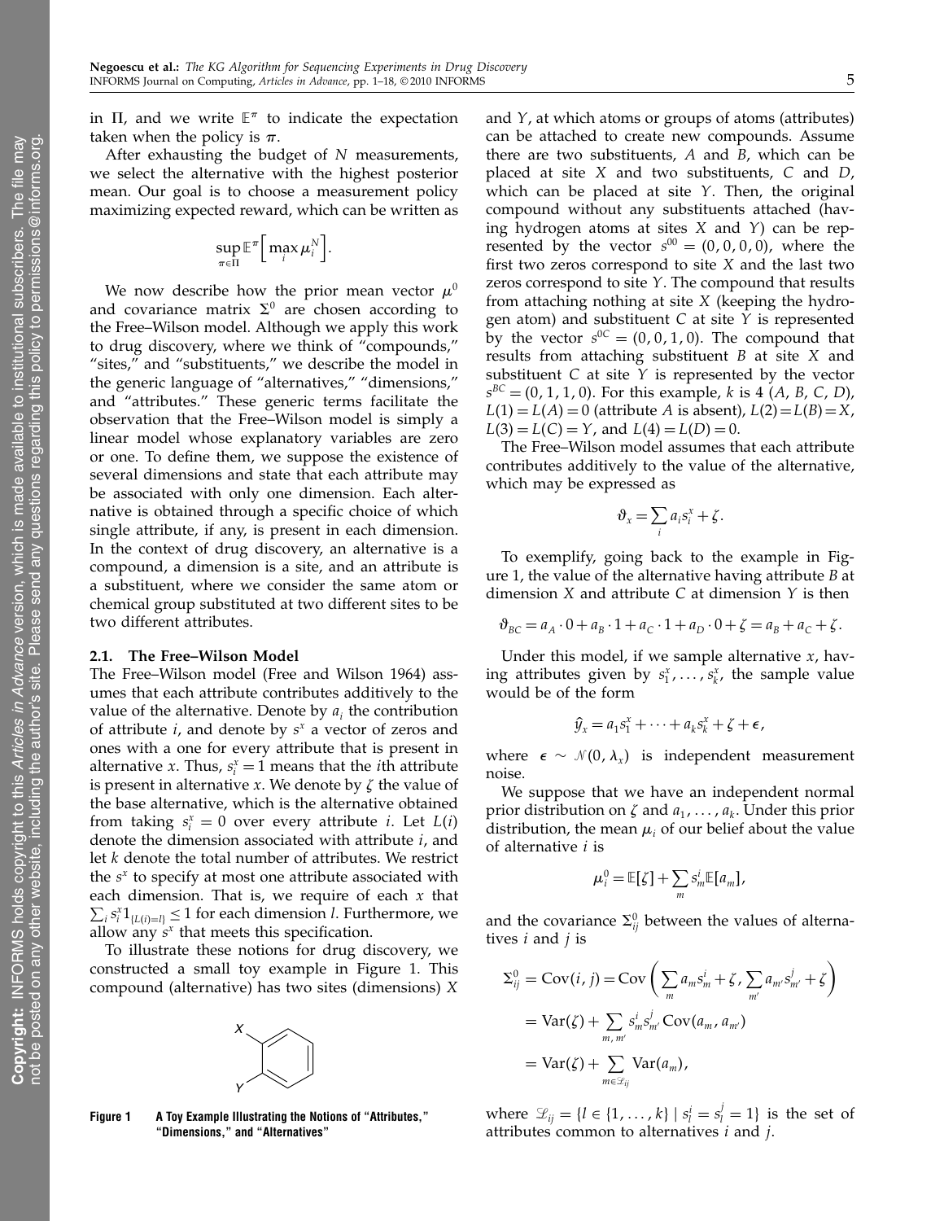in $\Pi$, and we write $\mathbb{E}^{\pi}$ to indicate the expectation taken when the policy is $\pi$.

After exhausting the budget of $N$ measurements, we select the alternative with the highest posterior mean. Our goal is to choose a measurement policy maximizing expected reward, which can be written as

$$\sup_{\pi \in \Pi} \mathbb{E}^{\pi}\Big[\max_i \mu_i^N\Big].$$

We now describe how the prior mean vector $\mu^0$ and covariance matrix $\Sigma^0$ are chosen according to the Free–Wilson model. Although we apply this work to drug discovery, where we think of "compounds," "sites," and "substituents," we describe the model in the generic language of "alternatives," "dimensions," and "attributes." These generic terms facilitate the observation that the Free–Wilson model is simply a linear model whose explanatory variables are zero or one. To define them, we suppose the existence of several dimensions and state that each attribute may be associated with only one dimension. Each alternative is obtained through a specific choice of which single attribute, if any, is present in each dimension. In the context of drug discovery, an alternative is a compound, a dimension is a site, and an attribute is a substituent, where we consider the same atom or chemical group substituted at two different sites to be two different attributes.

## 2.1. The Free–Wilson Model

The Free–Wilson model (Free and Wilson 1964) assumes that each attribute contributes additively to the value of the alternative. Denote by $a_i$ the contribution of attribute $i$, and denote by $s^x$ a vector of zeros and ones with a one for every attribute that is present in alternative $x$. Thus, $s_i^x = 1$ means that the $i$th attribute is present in alternative $x$. We denote by $\zeta$ the value of the base alternative, which is the alternative obtained from taking $s_i^x = 0$ over every attribute $i$. Let $L(i)$ denote the dimension associated with attribute $i$, and let $k$ denote the total number of attributes. We restrict the $s^x$ to specify at most one attribute associated with each dimension. That is, we require of each $x$ that $\sum_i s_i^x 1_{\{L(i)=l\}} \le 1$ for each dimension $l$. Furthermore, we allow any $s^x$ that meets this specification.

To illustrate these notions for drug discovery, we constructed a small toy example in Figure 1. This compound (alternative) has two sites (dimensions) $X$ and $Y$, at which atoms or groups of atoms (attributes) can be attached to create new compounds. Assume there are two substituents, $A$ and $B$, which can be placed at site $X$ and two substituents, $C$ and $D$, which can be placed at site $Y$. Then, the original compound without any substituents attached (having hydrogen atoms at sites $X$ and $Y$) can be represented by the vector $s^{00} = (0, 0, 0, 0)$, where the first two zeros correspond to site $X$ and the last two zeros correspond to site $Y$. The compound that results from attaching nothing at site $X$ (keeping the hydrogen atom) and substituent $C$ at site $Y$ is represented by the vector $s^{0C} = (0, 0, 1, 0)$. The compound that results from attaching substituent $B$ at site $X$ and substituent $C$ at site $Y$ is represented by the vector $s^{BC} = (0, 1, 1, 0)$. For this example, $k$ is 4 ($A$, $B$, $C$, $D$), $L(1) = L(A) = 0$ (attribute $A$ is absent), $L(2) = L(B) = X$, $L(3) = L(C) = Y$, and $L(4) = L(D) = 0$.

Figure 1 A Toy Example Illustrating the Notions of "Attributes," "Dimensions," and "Alternatives"

The Free–Wilson model assumes that each attribute contributes additively to the value of the alternative, which may be expressed as

$$\vartheta_x = \sum_i a_i s_i^x + \zeta.$$

To exemplify, going back to the example in Figure 1, the value of the alternative having attribute $B$ at dimension $X$ and attribute $C$ at dimension $Y$ is then

$$\vartheta_{BC} = a_A \cdot 0 + a_B \cdot 1 + a_C \cdot 1 + a_D \cdot 0 + \zeta = a_B + a_C + \zeta.$$

Under this model, if we sample alternative $x$, having attributes given by $s_1^x, \ldots, s_k^x$, the sample value would be of the form

$$\hat{y}_x = a_1 s_1^x + \cdots + a_k s_k^x + \zeta + \epsilon,$$

where $\epsilon \sim \mathcal{N}(0, \lambda_x)$ is independent measurement noise.

We suppose that we have an independent normal prior distribution on $\zeta$ and $a_1, \ldots, a_k$. Under this prior distribution, the mean $\mu_i$ of our belief about the value of alternative $i$ is

$$\mu_i^0 = \mathbb{E}[\zeta] + \sum_m s_m^i \mathbb{E}[a_m],$$

and the covariance $\Sigma_{ij}^0$ between the values of alternatives $i$ and $j$ is

$$\begin{aligned}
\Sigma_{ij}^0 &= \mathrm{Cov}(i, j) = \mathrm{Cov}\Bigg(\sum_m a_m s_m^i + \zeta, \sum_{m'} a_{m'} s_{m'}^j + \zeta\Bigg) \\
&= \mathrm{Var}(\zeta) + \sum_{m, m'} s_m^i s_{m'}^j \mathrm{Cov}(a_m, a_{m'}) \\
&= \mathrm{Var}(\zeta) + \sum_{m \in \mathcal{L}_{ij}} \mathrm{Var}(a_m),
\end{aligned}$$

where $\mathcal{L}_{ij} = \{l \in \{1, \ldots, k\} \mid s_l^i = s_l^j = 1\}$ is the set of attributes common to alternatives $i$ and $j$.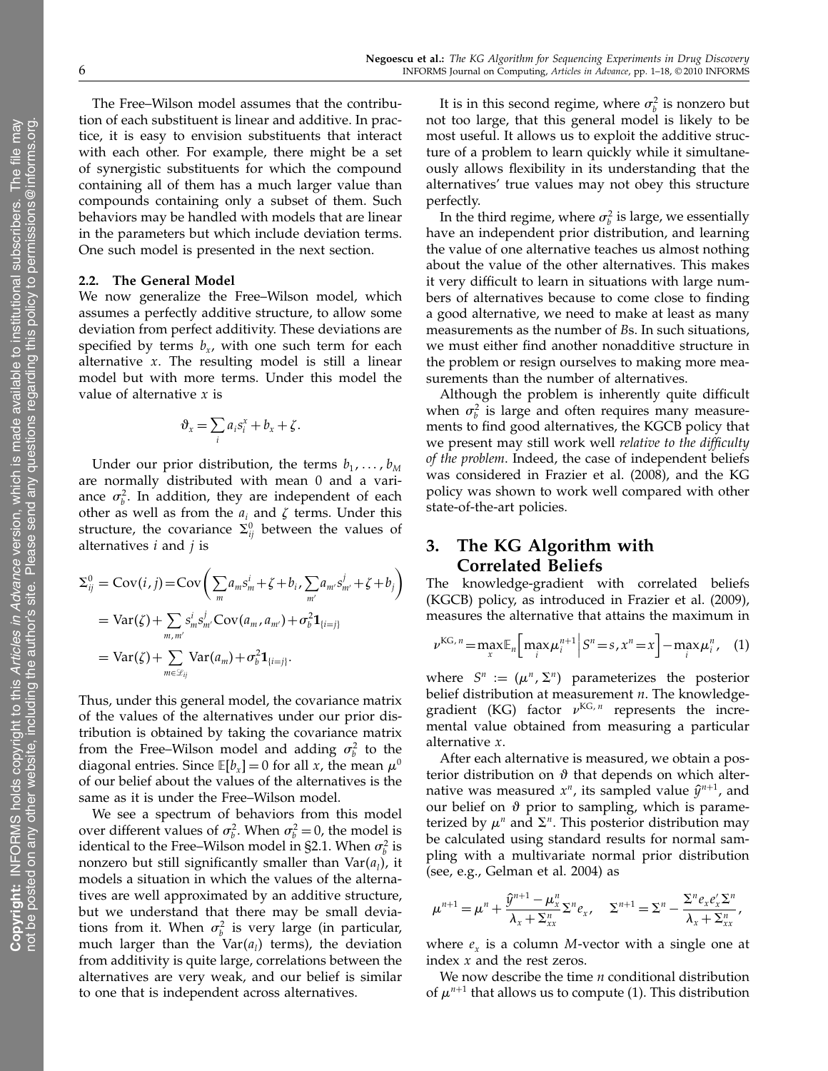The Free–Wilson model assumes that the contribution of each substituent is linear and additive. In practice, it is easy to envision substituents that interact with each other. For example, there might be a set of synergistic substituents for which the compound containing all of them has a much larger value than compounds containing only a subset of them. Such behaviors may be handled with models that are linear in the parameters but which include deviation terms. One such model is presented in the next section.

### 2.2. The General Model

We now generalize the Free–Wilson model, which assumes a perfectly additive structure, to allow some deviation from perfect additivity. These deviations are specified by terms $b_x$, with one such term for each alternative $x$. The resulting model is still a linear model but with more terms. Under this model the value of alternative $x$ is

$$\vartheta_x = \sum_i a_i s_i^x + b_x + \zeta.$$

Under our prior distribution, the terms $b_1, \ldots, b_M$ are normally distributed with mean 0 and a variance $\sigma_b^2$. In addition, they are independent of each other as well as from the $a_i$ and $\zeta$ terms. Under this structure, the covariance $\Sigma_{ij}^0$ between the values of alternatives $i$ and $j$ is

$$\begin{aligned}
\Sigma_{ij}^0 &= \mathrm{Cov}(i,j) = \mathrm{Cov}\left(\sum_m a_m s_m^i + \zeta + b_i, \sum_{m'} a_{m'} s_{m'}^j + \zeta + b_j\right) \\
&= \mathrm{Var}(\zeta) + \sum_{m,m'} s_m^i s_{m'}^j \mathrm{Cov}(a_m, a_{m'}) + \sigma_b^2 \mathbf{1}_{\{i=j\}} \\
&= \mathrm{Var}(\zeta) + \sum_{m \in \mathscr{L}_{ij}} \mathrm{Var}(a_m) + \sigma_b^2 \mathbf{1}_{\{i=j\}}.
\end{aligned}$$

Thus, under this general model, the covariance matrix of the values of the alternatives under our prior distribution is obtained by taking the covariance matrix from the Free–Wilson model and adding $\sigma_b^2$ to the diagonal entries. Since $\mathbb{E}[b_x] = 0$ for all $x$, the mean $\mu^0$ of our belief about the values of the alternatives is the same as it is under the Free–Wilson model.

We see a spectrum of behaviors from this model over different values of $\sigma_b^2$. When $\sigma_b^2 = 0$, the model is identical to the Free–Wilson model in §2.1. When $\sigma_b^2$ is nonzero but still significantly smaller than $\mathrm{Var}(a_l)$, it models a situation in which the values of the alternatives are well approximated by an additive structure, but we understand that there may be small deviations from it. When $\sigma_b^2$ is very large (in particular, much larger than the $\mathrm{Var}(a_l)$ terms), the deviation from additivity is quite large, correlations between the alternatives are very weak, and our belief is similar to one that is independent across alternatives.

It is in this second regime, where $\sigma_b^2$ is nonzero but not too large, that this general model is likely to be most useful. It allows us to exploit the additive structure of a problem to learn quickly while it simultaneously allows flexibility in its understanding that the alternatives' true values may not obey this structure perfectly.

In the third regime, where $\sigma_b^2$ is large, we essentially have an independent prior distribution, and learning the value of one alternative teaches us almost nothing about the value of the other alternatives. This makes it very difficult to learn in situations with large numbers of alternatives because to come close to finding a good alternative, we need to make at least as many measurements as the number of $B$s. In such situations, we must either find another nonadditive structure in the problem or resign ourselves to making more measurements than the number of alternatives.

Although the problem is inherently quite difficult when $\sigma_b^2$ is large and often requires many measurements to find good alternatives, the KGCB policy that we present may still work well *relative to the difficulty of the problem*. Indeed, the case of independent beliefs was considered in Frazier et al. (2008), and the KG policy was shown to work well compared with other state-of-the-art policies.

## 3. The KG Algorithm with Correlated Beliefs

The knowledge-gradient with correlated beliefs (KGCB) policy, as introduced in Frazier et al. (2009), measures the alternative that attains the maximum in

$$\nu^{\mathrm{KG},n} = \max_x \mathbb{E}_n\left[\max_i \mu_i^{n+1} \,\middle|\, S^n = s, x^n = x\right] - \max_i \mu_i^n, \quad (1)$$

where $S^n := (\mu^n, \Sigma^n)$ parameterizes the posterior belief distribution at measurement $n$. The knowledge-gradient (KG) factor $\nu^{\mathrm{KG},n}$ represents the incremental value obtained from measuring a particular alternative $x$.

After each alternative is measured, we obtain a posterior distribution on $\vartheta$ that depends on which alternative was measured $x^n$, its sampled value $\hat{y}^{n+1}$, and our belief on $\vartheta$ prior to sampling, which is parameterized by $\mu^n$ and $\Sigma^n$. This posterior distribution may be calculated using standard results for normal sampling with a multivariate normal prior distribution (see, e.g., Gelman et al. 2004) as

$$\mu^{n+1} = \mu^n + \frac{\hat{y}^{n+1} - \mu_x^n}{\lambda_x + \Sigma_{xx}^n} \Sigma^n e_x, \quad \Sigma^{n+1} = \Sigma^n - \frac{\Sigma^n e_x e_x' \Sigma^n}{\lambda_x + \Sigma_{xx}^n},$$

where $e_x$ is a column $M$-vector with a single one at index $x$ and the rest zeros.

We now describe the time $n$ conditional distribution of $\mu^{n+1}$ that allows us to compute (1). This distribution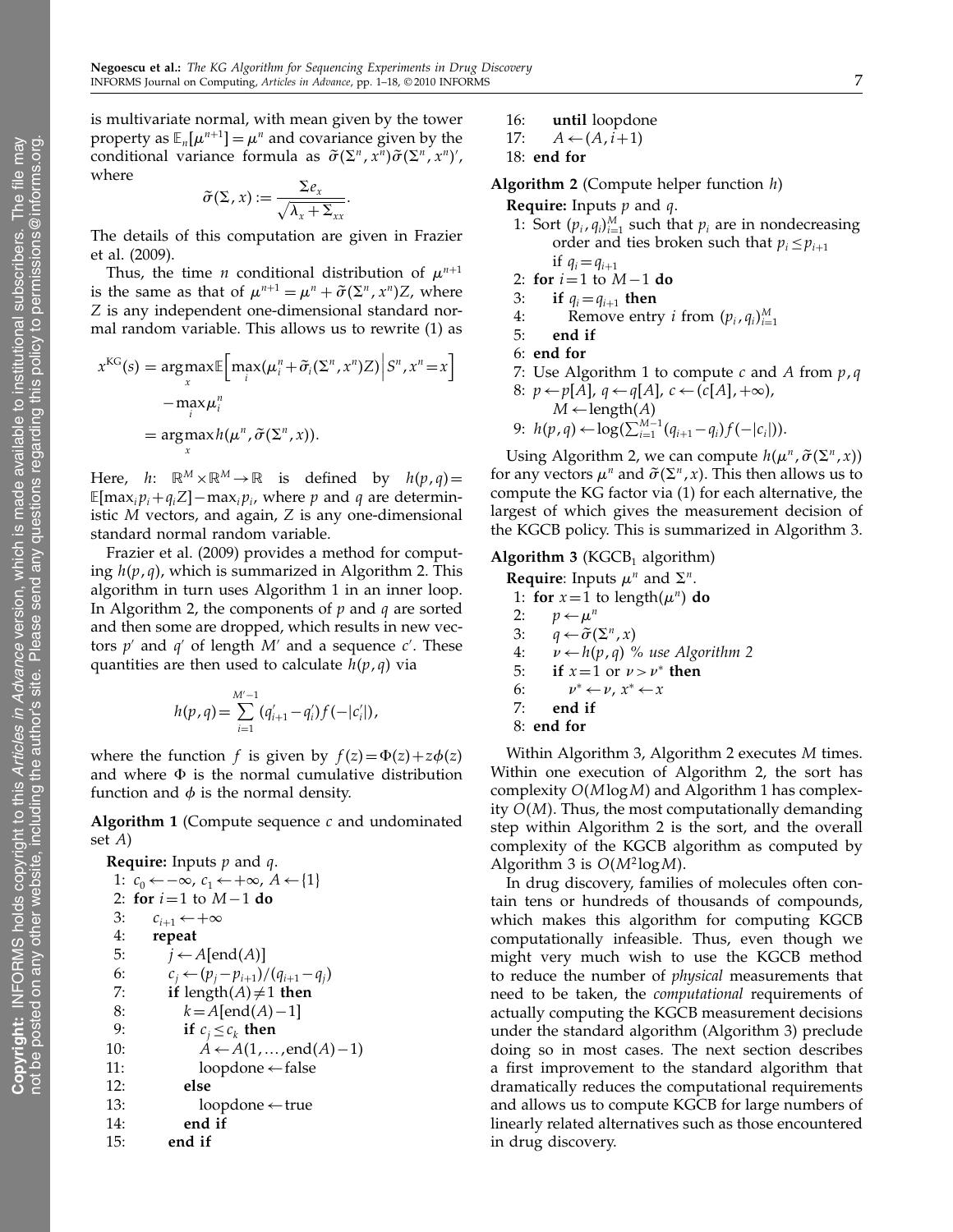is multivariate normal, with mean given by the tower property as $\mathbb{E}_n[\mu^{n+1}] = \mu^n$ and covariance given by the conditional variance formula as $\tilde{\sigma}(\Sigma^n, x^n)\tilde{\sigma}(\Sigma^n, x^n)'$, where

$$\tilde{\sigma}(\Sigma, x) := \frac{\Sigma e_x}{\sqrt{\lambda_x + \Sigma_{xx}}}.$$

The details of this computation are given in Frazier et al. (2009).

Thus, the time $n$ conditional distribution of $\mu^{n+1}$ is the same as that of $\mu^{n+1} = \mu^n + \tilde{\sigma}(\Sigma^n, x^n)Z$, where $Z$ is any independent one-dimensional standard normal random variable. This allows us to rewrite (1) as

$$\begin{aligned} x^{\mathrm{KG}}(s) &= \arg\max_x \mathbb{E}\Big[\max_i(\mu_i^n + \tilde{\sigma}_i(\Sigma^n, x^n)Z)\,\Big|\, S^n, x^n = x\Big] \\ &\quad - \max_i \mu_i^n \\ &= \arg\max_x h(\mu^n, \tilde{\sigma}(\Sigma^n, x)). \end{aligned}$$

Here, $h$: $\mathbb{R}^M \times \mathbb{R}^M \to \mathbb{R}$ is defined by $h(p, q) = \mathbb{E}[\max_i p_i + q_i Z] - \max_i p_i$, where $p$ and $q$ are deterministic $M$ vectors, and again, $Z$ is any one-dimensional standard normal random variable.

Frazier et al. (2009) provides a method for computing $h(p, q)$, which is summarized in Algorithm 2. This algorithm in turn uses Algorithm 1 in an inner loop. In Algorithm 2, the components of $p$ and $q$ are sorted and then some are dropped, which results in new vectors $p'$ and $q'$ of length $M'$ and a sequence $c'$. These quantities are then used to calculate $h(p, q)$ via

$$h(p, q) = \sum_{i=1}^{M'-1} (q'_{i+1} - q'_i) f(-|c'_i|),$$

where the function $f$ is given by $f(z) = \Phi(z) + z\phi(z)$ and where $\Phi$ is the normal cumulative distribution function and $\phi$ is the normal density.

**Algorithm 1** (Compute sequence $c$ and undominated set $A$)

**Require:** Inputs $p$ and $q$.
1: $c_0 \leftarrow -\infty$, $c_1 \leftarrow +\infty$, $A \leftarrow \{1\}$
2: **for** $i = 1$ to $M - 1$ **do**
3: $\quad c_{i+1} \leftarrow +\infty$
4: $\quad$ **repeat**
5: $\quad\quad j \leftarrow A[\mathrm{end}(A)]$
6: $\quad\quad c_j \leftarrow (p_j - p_{i+1})/(q_{i+1} - q_j)$
7: $\quad\quad$ **if** length$(A) \neq 1$ **then**
8: $\quad\quad\quad k = A[\mathrm{end}(A) - 1]$
9: $\quad\quad\quad$ **if** $c_j \leq c_k$ **then**
10: $\quad\quad\quad\quad A \leftarrow A(1, \ldots, \mathrm{end}(A) - 1)$
11: $\quad\quad\quad\quad$ loopdone $\leftarrow$ false
12: $\quad\quad\quad$ **else**
13: $\quad\quad\quad\quad$ loopdone $\leftarrow$ true
14: $\quad\quad\quad$ **end if**
15: $\quad\quad$ **end if**
16: $\quad$ **until** loopdone
17: $\quad A \leftarrow (A, i+1)$
18: **end for**

**Algorithm 2** (Compute helper function $h$)

**Require:** Inputs $p$ and $q$.
1: Sort $(p_i, q_i)_{i=1}^M$ such that $p_i$ are in nondecreasing order and ties broken such that $p_i \leq p_{i+1}$ if $q_i = q_{i+1}$
2: **for** $i = 1$ to $M - 1$ **do**
3: $\quad$ **if** $q_i = q_{i+1}$ **then**
4: $\quad\quad$ Remove entry $i$ from $(p_i, q_i)_{i=1}^M$
5: $\quad$ **end if**
6: **end for**
7: Use Algorithm 1 to compute $c$ and $A$ from $p, q$
8: $p \leftarrow p[A]$, $q \leftarrow q[A]$, $c \leftarrow (c[A], +\infty)$, $M \leftarrow \mathrm{length}(A)$
9: $h(p, q) \leftarrow \log(\sum_{i=1}^{M-1}(q_{i+1} - q_i) f(-|c_i|))$.

Using Algorithm 2, we can compute $h(\mu^n, \tilde{\sigma}(\Sigma^n, x))$ for any vectors $\mu^n$ and $\tilde{\sigma}(\Sigma^n, x)$. This then allows us to compute the KG factor via (1) for each alternative, the largest of which gives the measurement decision of the KGCB policy. This is summarized in Algorithm 3.

**Algorithm 3** (KGCB$_1$ algorithm)

**Require**: Inputs $\mu^n$ and $\Sigma^n$.
1: **for** $x = 1$ to length$(\mu^n)$ **do**
2: $\quad p \leftarrow \mu^n$
3: $\quad q \leftarrow \tilde{\sigma}(\Sigma^n, x)$
4: $\quad \nu \leftarrow h(p, q)$ % *use Algorithm 2*
5: $\quad$ **if** $x = 1$ or $\nu > \nu^*$ **then**
6: $\quad\quad \nu^* \leftarrow \nu$, $x^* \leftarrow x$
7: $\quad$ **end if**
8: **end for**

Within Algorithm 3, Algorithm 2 executes $M$ times. Within one execution of Algorithm 2, the sort has complexity $O(M \log M)$ and Algorithm 1 has complexity $O(M)$. Thus, the most computationally demanding step within Algorithm 2 is the sort, and the overall complexity of the KGCB algorithm as computed by Algorithm 3 is $O(M^2 \log M)$.

In drug discovery, families of molecules often contain tens or hundreds of thousands of compounds, which makes this algorithm for computing KGCB computationally infeasible. Thus, even though we might very much wish to use the KGCB method to reduce the number of *physical* measurements that need to be taken, the *computational* requirements of actually computing the KGCB measurement decisions under the standard algorithm (Algorithm 3) preclude doing so in most cases. The next section describes a first improvement to the standard algorithm that dramatically reduces the computational requirements and allows us to compute KGCB for large numbers of linearly related alternatives such as those encountered in drug discovery.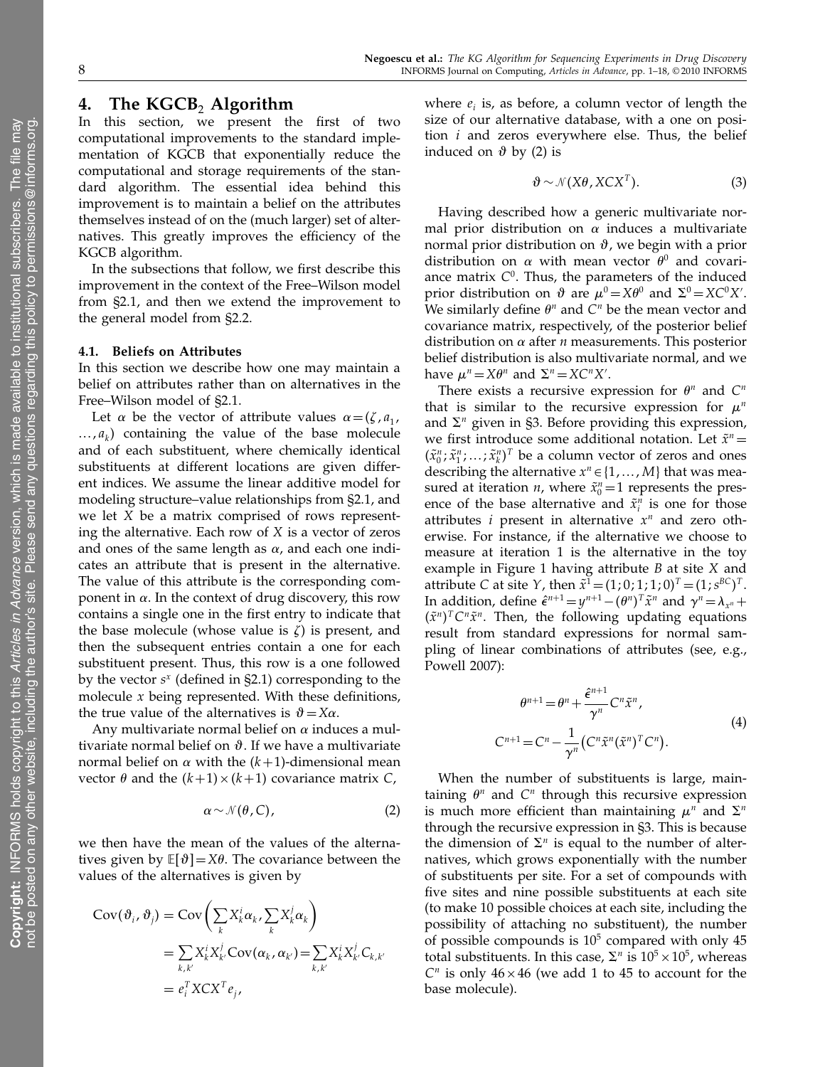## 4. The KGCB$_2$ Algorithm

In this section, we present the first of two computational improvements to the standard implementation of KGCB that exponentially reduce the computational and storage requirements of the standard algorithm. The essential idea behind this improvement is to maintain a belief on the attributes themselves instead of on the (much larger) set of alternatives. This greatly improves the efficiency of the KGCB algorithm.

In the subsections that follow, we first describe this improvement in the context of the Free–Wilson model from §2.1, and then we extend the improvement to the general model from §2.2.

### 4.1. Beliefs on Attributes

In this section we describe how one may maintain a belief on attributes rather than on alternatives in the Free–Wilson model of §2.1.

Let $\alpha$ be the vector of attribute values $\alpha = (\zeta, a_1, \ldots, a_k)$ containing the value of the base molecule and of each substituent, where chemically identical substituents at different locations are given different indices. We assume the linear additive model for modeling structure–value relationships from §2.1, and we let $X$ be a matrix comprised of rows representing the alternative. Each row of $X$ is a vector of zeros and ones of the same length as $\alpha$, and each one indicates an attribute that is present in the alternative. The value of this attribute is the corresponding component in $\alpha$. In the context of drug discovery, this row contains a single one in the first entry to indicate that the base molecule (whose value is $\zeta$) is present, and then the subsequent entries contain a one for each substituent present. Thus, this row is a one followed by the vector $s^x$ (defined in §2.1) corresponding to the molecule $x$ being represented. With these definitions, the true value of the alternatives is $\vartheta = X\alpha$.

Any multivariate normal belief on $\alpha$ induces a multivariate normal belief on $\vartheta$. If we have a multivariate normal belief on $\alpha$ with the $(k+1)$-dimensional mean vector $\theta$ and the $(k+1) \times (k+1)$ covariance matrix $C$,

$$\alpha \sim \mathcal{N}(\theta, C), \tag{2}$$

we then have the mean of the values of the alternatives given by $\mathbb{E}[\vartheta] = X\theta$. The covariance between the values of the alternatives is given by

$$\begin{aligned}
\mathrm{Cov}(\vartheta_i, \vartheta_j) &= \mathrm{Cov}\left(\sum_k X_k^i \alpha_k, \sum_k X_k^j \alpha_k\right) \\
&= \sum_{k,k'} X_k^i X_{k'}^j \mathrm{Cov}(\alpha_k, \alpha_{k'}) = \sum_{k,k'} X_k^i X_{k'}^j C_{k,k'} \\
&= e_i^T X C X^T e_j,
\end{aligned}$$

where $e_i$ is, as before, a column vector of length the size of our alternative database, with a one on position $i$ and zeros everywhere else. Thus, the belief induced on $\vartheta$ by (2) is

$$\vartheta \sim \mathcal{N}(X\theta, XCX^T). \tag{3}$$

Having described how a generic multivariate normal prior distribution on $\alpha$ induces a multivariate normal prior distribution on $\vartheta$, we begin with a prior distribution on $\alpha$ with mean vector $\theta^0$ and covariance matrix $C^0$. Thus, the parameters of the induced prior distribution on $\vartheta$ are $\mu^0 = X\theta^0$ and $\Sigma^0 = XC^0X'$. We similarly define $\theta^n$ and $C^n$ be the mean vector and covariance matrix, respectively, of the posterior belief distribution on $\alpha$ after $n$ measurements. This posterior belief distribution is also multivariate normal, and we have $\mu^n = X\theta^n$ and $\Sigma^n = XC^nX'$.

There exists a recursive expression for $\theta^n$ and $C^n$ that is similar to the recursive expression for $\mu^n$ and $\Sigma^n$ given in §3. Before providing this expression, we first introduce some additional notation. Let $\tilde{x}^n = (\tilde{x}_0^n; \tilde{x}_1^n; \ldots; \tilde{x}_k^n)^T$ be a column vector of zeros and ones describing the alternative $x^n \in \{1, \ldots, M\}$ that was measured at iteration $n$, where $\tilde{x}_0^n = 1$ represents the presence of the base alternative and $\tilde{x}_i^n$ is one for those attributes $i$ present in alternative $x^n$ and zero otherwise. For instance, if the alternative we choose to measure at iteration 1 is the alternative in the toy example in Figure 1 having attribute $B$ at site $X$ and attribute $C$ at site $Y$, then $\tilde{x}^1 = (1; 0; 1; 1; 0)^T = (1; s^{BC})^T$. In addition, define $\hat{\epsilon}^{n+1} = y^{n+1} - (\theta^n)^T \tilde{x}^n$ and $\gamma^n = \lambda_{x^n} + (\tilde{x}^n)^T C^n \tilde{x}^n$. Then, the following updating equations result from standard expressions for normal sampling of linear combinations of attributes (see, e.g., Powell 2007):

$$\begin{aligned}
\theta^{n+1} &= \theta^n + \frac{\hat{\epsilon}^{n+1}}{\gamma^n} C^n \tilde{x}^n, \\
C^{n+1} &= C^n - \frac{1}{\gamma^n}\left(C^n \tilde{x}^n (\tilde{x}^n)^T C^n\right).
\end{aligned} \tag{4}$$

When the number of substituents is large, maintaining $\theta^n$ and $C^n$ through this recursive expression is much more efficient than maintaining $\mu^n$ and $\Sigma^n$ through the recursive expression in §3. This is because the dimension of $\Sigma^n$ is equal to the number of alternatives, which grows exponentially with the number of substituents per site. For a set of compounds with five sites and nine possible substituents at each site (to make 10 possible choices at each site, including the possibility of attaching no substituent), the number of possible compounds is $10^5$ compared with only 45 total substituents. In this case, $\Sigma^n$ is $10^5 \times 10^5$, whereas $C^n$ is only $46 \times 46$ (we add 1 to 45 to account for the base molecule).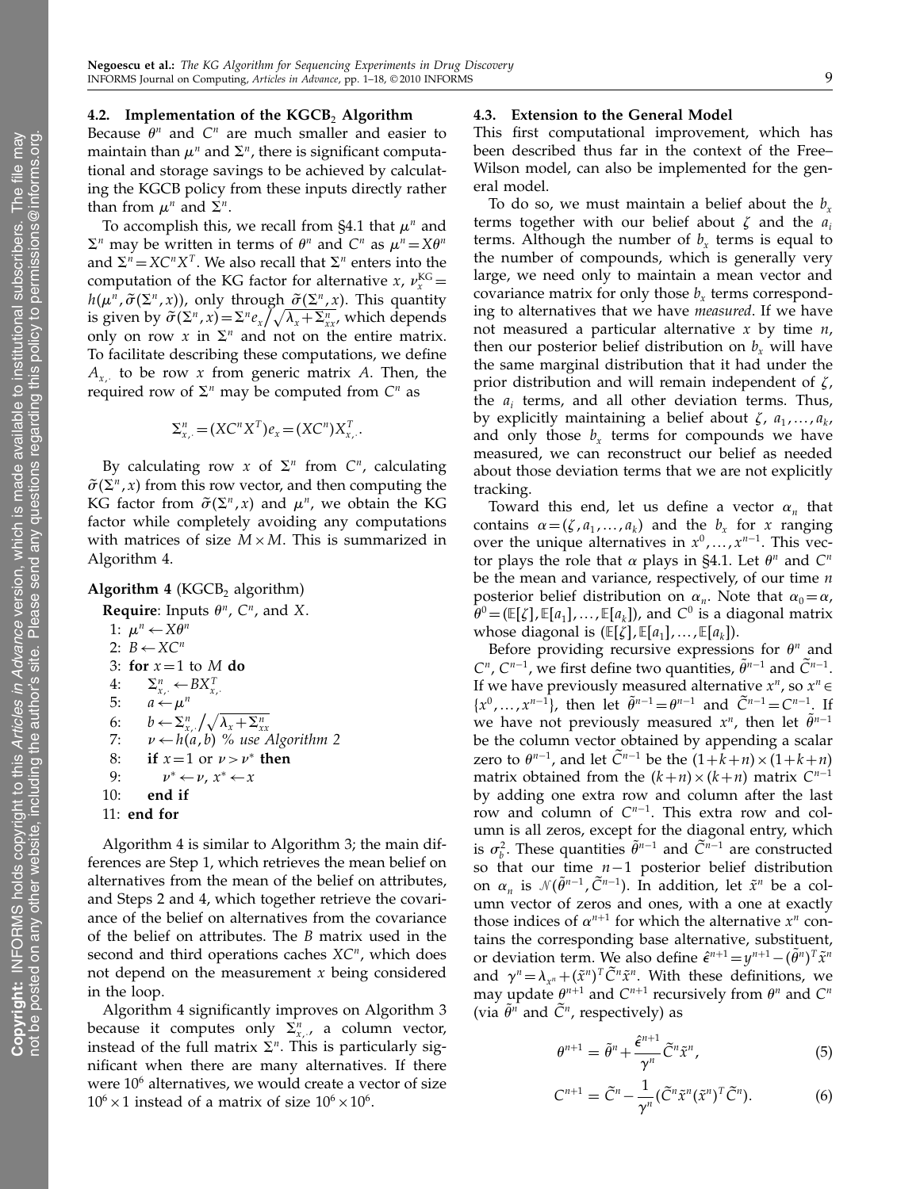### 4.2. Implementation of the KGCB$_2$ Algorithm

Because $\theta^n$ and $C^n$ are much smaller and easier to maintain than $\mu^n$ and $\Sigma^n$, there is significant computational and storage savings to be achieved by calculating the KGCB policy from these inputs directly rather than from $\mu^n$ and $\Sigma^n$.

To accomplish this, we recall from §4.1 that $\mu^n$ and $\Sigma^n$ may be written in terms of $\theta^n$ and $C^n$ as $\mu^n = X\theta^n$ and $\Sigma^n = XC^nX^T$. We also recall that $\Sigma^n$ enters into the computation of the KG factor for alternative $x$, $\nu_x^{\text{KG}} = h(\mu^n, \tilde{\sigma}(\Sigma^n, x))$, only through $\tilde{\sigma}(\Sigma^n, x)$. This quantity is given by $\tilde{\sigma}(\Sigma^n, x) = \Sigma^n e_x / \sqrt{\lambda_x + \Sigma_{xx}^n}$, which depends only on row $x$ in $\Sigma^n$ and not on the entire matrix. To facilitate describing these computations, we define $A_{x,\cdot}$ to be row $x$ from generic matrix $A$. Then, the required row of $\Sigma^n$ may be computed from $C^n$ as

$$\Sigma_{x,\cdot}^n = (XC^nX^T)e_x = (XC^n)X_{x,\cdot}^T.$$

By calculating row $x$ of $\Sigma^n$ from $C^n$, calculating $\tilde{\sigma}(\Sigma^n, x)$ from this row vector, and then computing the KG factor from $\tilde{\sigma}(\Sigma^n, x)$ and $\mu^n$, we obtain the KG factor while completely avoiding any computations with matrices of size $M \times M$. This is summarized in Algorithm 4.

**Algorithm 4** (KGCB$_2$ algorithm)

**Require**: Inputs $\theta^n$, $C^n$, and $X$.

1: $\mu^n \leftarrow X\theta^n$
2: $B \leftarrow XC^n$
3: **for** $x = 1$ to $M$ **do**
4: $\quad \Sigma_{x,\cdot}^n \leftarrow BX_{x,\cdot}^T$
5: $\quad a \leftarrow \mu^n$
6: $\quad b \leftarrow \Sigma_{x,\cdot}^n / \sqrt{\lambda_x + \Sigma_{xx}^n}$
7: $\quad \nu \leftarrow h(a, b)$ *% use Algorithm 2*
8: $\quad$ **if** $x = 1$ or $\nu > \nu^*$ **then**
9: $\quad\quad \nu^* \leftarrow \nu$, $x^* \leftarrow x$
10: $\quad$ **end if**
11: **end for**

Algorithm 4 is similar to Algorithm 3; the main differences are Step 1, which retrieves the mean belief on alternatives from the mean of the belief on attributes, and Steps 2 and 4, which together retrieve the covariance of the belief on alternatives from the covariance of the belief on attributes. The $B$ matrix used in the second and third operations caches $XC^n$, which does not depend on the measurement $x$ being considered in the loop.

Algorithm 4 significantly improves on Algorithm 3 because it computes only $\Sigma_{x,\cdot}^n$, a column vector, instead of the full matrix $\Sigma^n$. This is particularly significant when there are many alternatives. If there were $10^6$ alternatives, we would create a vector of size $10^6 \times 1$ instead of a matrix of size $10^6 \times 10^6$.

### 4.3. Extension to the General Model

This first computational improvement, which has been described thus far in the context of the Free–Wilson model, can also be implemented for the general model.

To do so, we must maintain a belief about the $b_x$ terms together with our belief about $\zeta$ and the $a_i$ terms. Although the number of $b_x$ terms is equal to the number of compounds, which is generally very large, we need only to maintain a mean vector and covariance matrix for only those $b_x$ terms corresponding to alternatives that we have *measured*. If we have not measured a particular alternative $x$ by time $n$, then our posterior belief distribution on $b_x$ will have the same marginal distribution that it had under the prior distribution and will remain independent of $\zeta$, the $a_i$ terms, and all other deviation terms. Thus, by explicitly maintaining a belief about $\zeta$, $a_1, \dots, a_k$, and only those $b_x$ terms for compounds we have measured, we can reconstruct our belief as needed about those deviation terms that we are not explicitly tracking.

Toward this end, let us define a vector $\alpha_n$ that contains $\alpha = (\zeta, a_1, \dots, a_k)$ and the $b_x$ for $x$ ranging over the unique alternatives in $x^0, \dots, x^{n-1}$. This vector plays the role that $\alpha$ plays in §4.1. Let $\theta^n$ and $C^n$ be the mean and variance, respectively, of our time $n$ posterior belief distribution on $\alpha_n$. Note that $\alpha_0 = \alpha$, $\theta^0 = (\mathbb{E}[\zeta], \mathbb{E}[a_1], \dots, \mathbb{E}[a_k])$, and $C^0$ is a diagonal matrix whose diagonal is $(\mathbb{E}[\zeta], \mathbb{E}[a_1], \dots, \mathbb{E}[a_k])$.

Before providing recursive expressions for $\theta^n$ and $C^n$, $C^{n-1}$, we first define two quantities, $\tilde{\theta}^{n-1}$ and $\tilde{C}^{n-1}$. If we have previously measured alternative $x^n$, so $x^n \in \{x^0, \dots, x^{n-1}\}$, then let $\tilde{\theta}^{n-1} = \theta^{n-1}$ and $\tilde{C}^{n-1} = C^{n-1}$. If we have not previously measured $x^n$, then let $\tilde{\theta}^{n-1}$ be the column vector obtained by appending a scalar zero to $\theta^{n-1}$, and let $\tilde{C}^{n-1}$ be the $(1+k+n) \times (1+k+n)$ matrix obtained from the $(k+n) \times (k+n)$ matrix $C^{n-1}$ by adding one extra row and column after the last row and column of $C^{n-1}$. This extra row and column is all zeros, except for the diagonal entry, which is $\sigma_b^2$. These quantities $\tilde{\theta}^{n-1}$ and $\tilde{C}^{n-1}$ are constructed so that our time $n-1$ posterior belief distribution on $\alpha_n$ is $\mathcal{N}(\tilde{\theta}^{n-1}, \tilde{C}^{n-1})$. In addition, let $\tilde{x}^n$ be a column vector of zeros and ones, with a one at exactly those indices of $\alpha^{n+1}$ for which the alternative $x^n$ contains the corresponding base alternative, substituent, or deviation term. We also define $\hat{\epsilon}^{n+1} = y^{n+1} - (\tilde{\theta}^n)^T \tilde{x}^n$ and $\gamma^n = \lambda_{x^n} + (\tilde{x}^n)^T \tilde{C}^n \tilde{x}^n$. With these definitions, we may update $\theta^{n+1}$ and $C^{n+1}$ recursively from $\theta^n$ and $C^n$ (via $\tilde{\theta}^n$ and $\tilde{C}^n$, respectively) as

$$\theta^{n+1} = \tilde{\theta}^n + \frac{\hat{\epsilon}^{n+1}}{\gamma^n} \tilde{C}^n \tilde{x}^n, \tag{5}$$

$$C^{n+1} = \tilde{C}^n - \frac{1}{\gamma^n} (\tilde{C}^n \tilde{x}^n (\tilde{x}^n)^T \tilde{C}^n). \tag{6}$$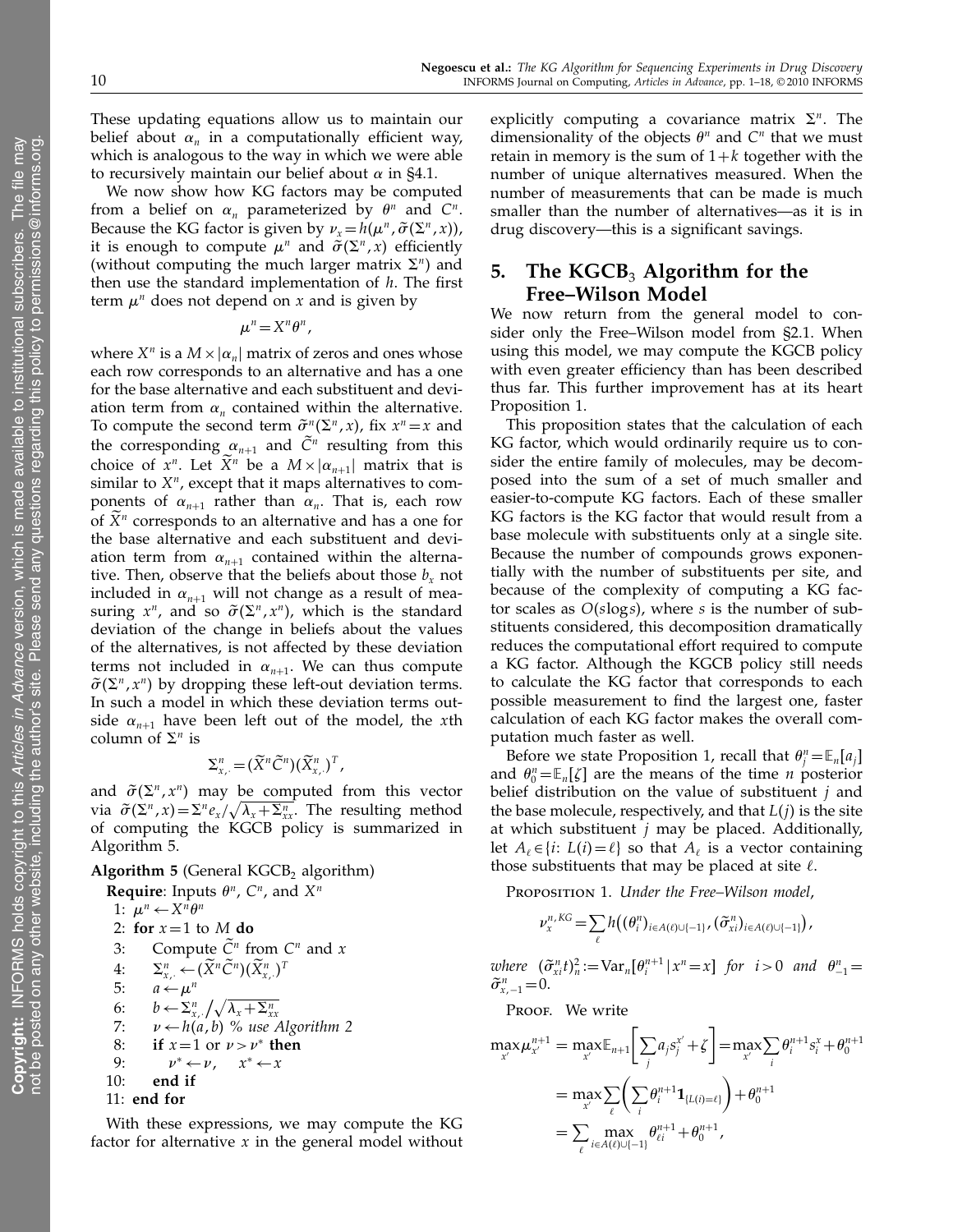These updating equations allow us to maintain our belief about $\alpha_n$ in a computationally efficient way, which is analogous to the way in which we were able to recursively maintain our belief about $\alpha$ in §4.1.

We now show how KG factors may be computed from a belief on $\alpha_n$ parameterized by $\theta^n$ and $C^n$. Because the KG factor is given by $\nu_x = h(\mu^n, \tilde{\sigma}(\Sigma^n, x))$, it is enough to compute $\mu^n$ and $\tilde{\sigma}(\Sigma^n, x)$ efficiently (without computing the much larger matrix $\Sigma^n$) and then use the standard implementation of $h$. The first term $\mu^n$ does not depend on $x$ and is given by

$$\mu^n = X^n \theta^n,$$

where $X^n$ is a $M \times |\alpha_n|$ matrix of zeros and ones whose each row corresponds to an alternative and has a one for the base alternative and each substituent and deviation term from $\alpha_n$ contained within the alternative. To compute the second term $\tilde{\sigma}^n(\Sigma^n, x)$, fix $x^n = x$ and the corresponding $\alpha_{n+1}$ and $\tilde{C}^n$ resulting from this choice of $x^n$. Let $\tilde{X}^n$ be a $M \times |\alpha_{n+1}|$ matrix that is similar to $X^n$, except that it maps alternatives to components of $\alpha_{n+1}$ rather than $\alpha_n$. That is, each row of $\tilde{X}^n$ corresponds to an alternative and has a one for the base alternative and each substituent and deviation term from $\alpha_{n+1}$ contained within the alternative. Then, observe that the beliefs about those $b_x$ not included in $\alpha_{n+1}$ will not change as a result of measuring $x^n$, and so $\tilde{\sigma}(\Sigma^n, x^n)$, which is the standard deviation of the change in beliefs about the values of the alternatives, is not affected by these deviation terms not included in $\alpha_{n+1}$. We can thus compute $\tilde{\sigma}(\Sigma^n, x^n)$ by dropping these left-out deviation terms. In such a model in which these deviation terms outside $\alpha_{n+1}$ have been left out of the model, the $x$th column of $\Sigma^n$ is

$$\Sigma^n_{x,\cdot} = (\tilde{X}^n \tilde{C}^n)(\tilde{X}^n_{x,\cdot})^T,$$

and $\tilde{\sigma}(\Sigma^n, x^n)$ may be computed from this vector via $\tilde{\sigma}(\Sigma^n, x) = \Sigma^n e_x / \sqrt{\lambda_x + \Sigma^n_{xx}}$. The resulting method of computing the KGCB policy is summarized in Algorithm 5.

**Algorithm 5** (General $\text{KGCB}_2$ algorithm)

**Require**: Inputs $\theta^n$, $C^n$, and $X^n$

1: $\mu^n \leftarrow X^n \theta^n$
2: **for** $x = 1$ to $M$ **do**
3: Compute $\tilde{C}^n$ from $C^n$ and $x$
4: $\Sigma^n_{x,\cdot} \leftarrow (\tilde{X}^n \tilde{C}^n)(\tilde{X}^n_{x,\cdot})^T$
5: $a \leftarrow \mu^n$
6: $b \leftarrow \Sigma^n_{x,\cdot} / \sqrt{\lambda_x + \Sigma^n_{xx}}$
7: $\nu \leftarrow h(a, b)$ % *use Algorithm 2*
8: **if** $x = 1$ or $\nu > \nu^*$ **then**
9: $\nu^* \leftarrow \nu$, $x^* \leftarrow x$
10: **end if**
11: **end for**

With these expressions, we may compute the KG factor for alternative $x$ in the general model without explicitly computing a covariance matrix $\Sigma^n$. The dimensionality of the objects $\theta^n$ and $C^n$ that we must retain in memory is the sum of $1+k$ together with the number of unique alternatives measured. When the number of measurements that can be made is much smaller than the number of alternatives—as it is in drug discovery—this is a significant savings.

## 5. The $\text{KGCB}_3$ Algorithm for the Free–Wilson Model

We now return from the general model to consider only the Free–Wilson model from §2.1. When using this model, we may compute the KGCB policy with even greater efficiency than has been described thus far. This further improvement has at its heart Proposition 1.

This proposition states that the calculation of each KG factor, which would ordinarily require us to consider the entire family of molecules, may be decomposed into the sum of a set of much smaller and easier-to-compute KG factors. Each of these smaller KG factors is the KG factor that would result from a base molecule with substituents only at a single site. Because the number of compounds grows exponentially with the number of substituents per site, and because of the complexity of computing a KG factor scales as $O(s \log s)$, where $s$ is the number of substituents considered, this decomposition dramatically reduces the computational effort required to compute a KG factor. Although the KGCB policy still needs to calculate the KG factor that corresponds to each possible measurement to find the largest one, faster calculation of each KG factor makes the overall computation much faster as well.

Before we state Proposition 1, recall that $\theta^n_j = \mathbb{E}_n[a_j]$ and $\theta^n_0 = \mathbb{E}_n[\zeta]$ are the means of the time $n$ posterior belief distribution on the value of substituent $j$ and the base molecule, respectively, and that $L(j)$ is the site at which substituent $j$ may be placed. Additionally, let $A_\ell \in \{i: L(i) = \ell\}$ so that $A_\ell$ is a vector containing those substituents that may be placed at site $\ell$.

Proposition 1. *Under the Free–Wilson model,*

$$\nu^{n,KG}_x = \sum_\ell h\big((\theta^n_i)_{i \in A(\ell) \cup \{-1\}}, (\tilde{\sigma}^n_{xi})_{i \in A(\ell) \cup \{-1\}}\big),$$

*where* $(\tilde{\sigma}^n_{xi} t)^2_n := \text{Var}_n[\theta^{n+1}_i \mid x^n = x]$ *for* $i > 0$ *and* $\theta^n_{-1} = \tilde{\sigma}^n_{x,-1} = 0$.

Proof. We write

$$\begin{aligned}
\max_{x'} \mu^{n+1}_{x'} &= \max_{x'} \mathbb{E}_{n+1}\bigg[\sum_j a_j s^{x'}_j + \zeta\bigg] = \max_{x'} \sum_i \theta^{n+1}_i s^x_i + \theta^{n+1}_0 \\
&= \max_{x'} \sum_\ell \bigg(\sum_i \theta^{n+1}_i \mathbf{1}_{\{L(i)=\ell\}}\bigg) + \theta^{n+1}_0 \\
&= \sum_\ell \max_{i \in A(\ell) \cup \{-1\}} \theta^{n+1}_{\ell i} + \theta^{n+1}_0,
\end{aligned}$$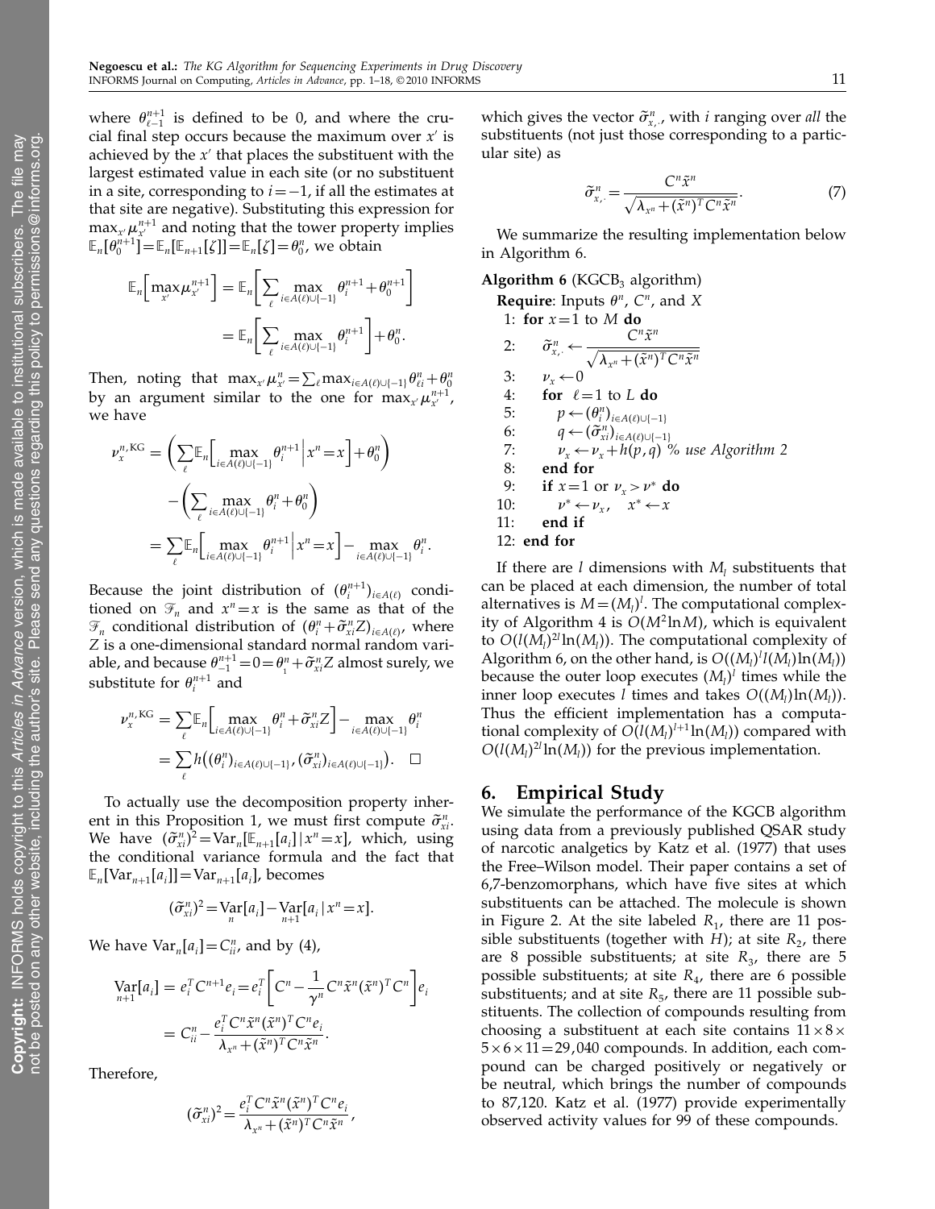where $\theta_{\ell-1}^{n+1}$ is defined to be 0, and where the crucial final step occurs because the maximum over $x'$ is achieved by the $x'$ that places the substituent with the largest estimated value in each site (or no substituent in a site, corresponding to $i=-1$, if all the estimates at that site are negative). Substituting this expression for $\max_{x'}\mu_{x'}^{n+1}$ and noting that the tower property implies $\mathbb{E}_n[\theta_0^{n+1}]=\mathbb{E}_n[\mathbb{E}_{n+1}[\zeta]]=\mathbb{E}_n[\zeta]=\theta_0^n$, we obtain

$$\mathbb{E}_n\Big[\max_{x'}\mu_{x'}^{n+1}\Big] = \mathbb{E}_n\left[\sum_{\ell}\max_{i\in A(\ell)\cup\{-1\}}\theta_i^{n+1}+\theta_0^{n+1}\right] = \mathbb{E}_n\left[\sum_{\ell}\max_{i\in A(\ell)\cup\{-1\}}\theta_i^{n+1}\right]+\theta_0^{n}.$$

Then, noting that $\max_{x'}\mu_{x'}^{n}=\sum_{\ell}\max_{i\in A(\ell)\cup\{-1\}}\theta_{\ell i}^{n}+\theta_0^{n}$ by an argument similar to the one for $\max_{x'}\mu_{x'}^{n+1}$, we have

$$\begin{aligned}\nu_x^{n,\mathrm{KG}} &= \left(\sum_{\ell}\mathbb{E}_n\left[\max_{i\in A(\ell)\cup\{-1\}}\theta_i^{n+1}\,\Big|\, x^n=x\right]+\theta_0^n\right) - \left(\sum_{\ell}\max_{i\in A(\ell)\cup\{-1\}}\theta_i^{n}+\theta_0^n\right)\\ &= \sum_{\ell}\mathbb{E}_n\left[\max_{i\in A(\ell)\cup\{-1\}}\theta_i^{n+1}\,\Big|\, x^n=x\right]-\max_{i\in A(\ell)\cup\{-1\}}\theta_i^{n}.\end{aligned}$$

Because the joint distribution of $(\theta_i^{n+1})_{i\in A(\ell)}$ conditioned on $\mathcal{F}_n$ and $x^n=x$ is the same as that of the $\mathcal{F}_n$ conditional distribution of $(\theta_i^n+\tilde{\sigma}_{xi}^n Z)_{i\in A(\ell)}$, where $Z$ is a one-dimensional standard normal random variable, and because $\theta_{-1}^{n+1}=0=\theta_{1}^{n}+\tilde{\sigma}_{xi}^n Z$ almost surely, we substitute for $\theta_i^{n+1}$ and

$$\begin{aligned}\nu_x^{n,\mathrm{KG}} &= \sum_{\ell}\mathbb{E}_n\left[\max_{i\in A(\ell)\cup\{-1\}}\theta_i^{n}+\tilde{\sigma}_{xi}^n Z\right]-\max_{i\in A(\ell)\cup\{-1\}}\theta_i^{n}\\ &= \sum_{\ell} h\big((\theta_i^n)_{i\in A(\ell)\cup\{-1\}},(\tilde{\sigma}_{xi}^n)_{i\in A(\ell)\cup\{-1\}}\big).\quad\square\end{aligned}$$

To actually use the decomposition property inherent in this Proposition 1, we must first compute $\tilde{\sigma}_{xi}^n$. We have $(\tilde{\sigma}_{xi}^n)^2=\mathrm{Var}_n[\mathbb{E}_{n+1}[a_i]\mid x^n=x]$, which, using the conditional variance formula and the fact that $\mathbb{E}_n[\mathrm{Var}_{n+1}[a_i]]=\mathrm{Var}_{n+1}[a_i]$, becomes

$$(\tilde{\sigma}_{xi}^n)^2=\mathrm{Var}_n[a_i]-\mathrm{Var}_{n+1}[a_i\mid x^n=x].$$

We have $\mathrm{Var}_n[a_i]=C_{ii}^n$, and by (4),

$$\mathrm{Var}_{n+1}[a_i] = e_i^T C^{n+1}e_i=e_i^T\left[C^n-\frac{1}{\gamma^n}C^n\tilde{x}^n(\tilde{x}^n)^T C^n\right]e_i = C_{ii}^n-\frac{e_i^T C^n\tilde{x}^n(\tilde{x}^n)^T C^n e_i}{\lambda_{x^n}+(\tilde{x}^n)^T C^n\tilde{x}^n}.$$

Therefore,

$$(\tilde{\sigma}_{xi}^n)^2=\frac{e_i^T C^n\tilde{x}^n(\tilde{x}^n)^T C^n e_i}{\lambda_{x^n}+(\tilde{x}^n)^T C^n\tilde{x}^n},$$

which gives the vector $\tilde{\sigma}_{x,\cdot}^n$, with $i$ ranging over *all* the substituents (not just those corresponding to a particular site) as

$$\tilde{\sigma}_{x,\cdot}^n=\frac{C^n\tilde{x}^n}{\sqrt{\lambda_{x^n}+(\tilde{x}^n)^T C^n\tilde{x}^n}}. \tag{7}$$

We summarize the resulting implementation below in Algorithm 6.

**Algorithm 6** ($\mathrm{KGCB}_3$ algorithm)

**Require**: Inputs $\theta^n$, $C^n$, and $X$

1: **for** $x=1$ to $M$ **do**
2: $\quad\tilde{\sigma}_{x,\cdot}^n \leftarrow \dfrac{C^n\tilde{x}^n}{\sqrt{\lambda_{x^n}+(\tilde{x}^n)^T C^n\tilde{x}^n}}$
3: $\quad\nu_x\leftarrow 0$
4: $\quad$**for** $\ell=1$ to $L$ **do**
5: $\quad\quad p\leftarrow(\theta_i^n)_{i\in A(\ell)\cup\{-1\}}$
6: $\quad\quad q\leftarrow(\tilde{\sigma}_{xi}^n)_{i\in A(\ell)\cup\{-1\}}$
7: $\quad\quad \nu_x\leftarrow\nu_x+h(p,q)$ % *use Algorithm 2*
8: $\quad$**end for**
9: $\quad$**if** $x=1$ or $\nu_x>\nu^*$ **do**
10: $\quad\quad\nu^*\leftarrow\nu_x,\quad x^*\leftarrow x$
11: $\quad$**end if**
12: **end for**

If there are $l$ dimensions with $M_l$ substituents that can be placed at each dimension, the number of total alternatives is $M=(M_l)^l$. The computational complexity of Algorithm 4 is $O(M^2\ln M)$, which is equivalent to $O(l(M_l)^{2l}\ln(M_l))$. The computational complexity of Algorithm 6, on the other hand, is $O((M_l)^l l(M_l)\ln(M_l))$ because the outer loop executes $(M_l)^l$ times while the inner loop executes $l$ times and takes $O((M_l)\ln(M_l))$. Thus the efficient implementation has a computational complexity of $O(l(M_l)^{l+1}\ln(M_l))$ compared with $O(l(M_l)^{2l}\ln(M_l))$ for the previous implementation.

## 6. Empirical Study

We simulate the performance of the KGCB algorithm using data from a previously published QSAR study of narcotic analgetics by Katz et al. (1977) that uses the Free–Wilson model. Their paper contains a set of 6,7-benzomorphans, which have five sites at which substituents can be attached. The molecule is shown in Figure 2. At the site labeled $R_1$, there are 11 possible substituents (together with $H$); at site $R_2$, there are 8 possible substituents; at site $R_3$, there are 5 possible substituents; at site $R_4$, there are 6 possible substituents; and at site $R_5$, there are 11 possible substituents. The collection of compounds resulting from choosing a substituent at each site contains $11\times 8\times 5\times 6\times 11=29{,}040$ compounds. In addition, each compound can be charged positively or negatively or be neutral, which brings the number of compounds to 87,120. Katz et al. (1977) provide experimentally observed activity values for 99 of these compounds.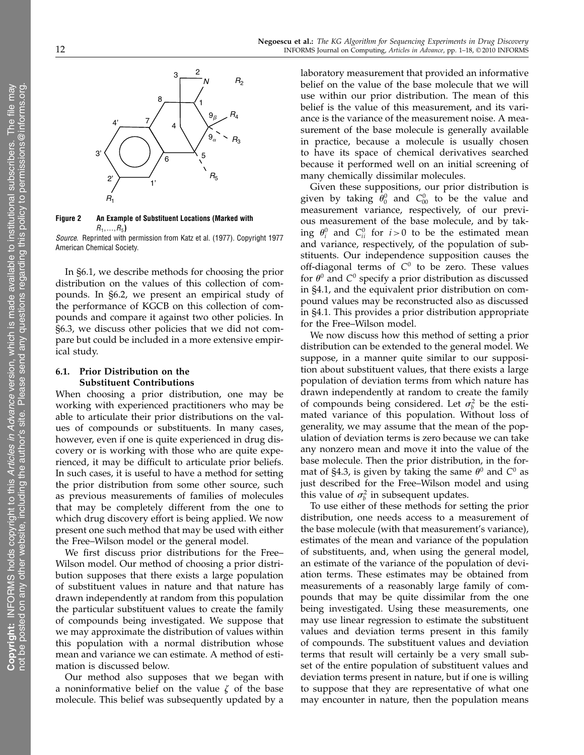3
2
N
$R_2$
8
1
$9_\beta$
$R_4$
4'
7
4
$9_\alpha$
$R_3$
3'
6
5
2'
1'
$R_5$
$R_1$

**Figure 2** An Example of Substituent Locations (Marked with $R_1, \ldots, R_5$)

*Source.* Reprinted with permission from Katz et al. (1977). Copyright 1977 American Chemical Society.

In §6.1, we describe methods for choosing the prior distribution on the values of this collection of compounds. In §6.2, we present an empirical study of the performance of KGCB on this collection of compounds and compare it against two other policies. In §6.3, we discuss other policies that we did not compare but could be included in a more extensive empirical study.

### 6.1. Prior Distribution on the Substituent Contributions

When choosing a prior distribution, one may be working with experienced practitioners who may be able to articulate their prior distributions on the values of compounds or substituents. In many cases, however, even if one is quite experienced in drug discovery or is working with those who are quite experienced, it may be difficult to articulate prior beliefs. In such cases, it is useful to have a method for setting the prior distribution from some other source, such as previous measurements of families of molecules that may be completely different from the one to which drug discovery effort is being applied. We now present one such method that may be used with either the Free–Wilson model or the general model.

We first discuss prior distributions for the Free–Wilson model. Our method of choosing a prior distribution supposes that there exists a large population of substituent values in nature and that nature has drawn independently at random from this population the particular substituent values to create the family of compounds being investigated. We suppose that we may approximate the distribution of values within this population with a normal distribution whose mean and variance we can estimate. A method of estimation is discussed below.

Our method also supposes that we began with a noninformative belief on the value $\zeta$ of the base molecule. This belief was subsequently updated by a laboratory measurement that provided an informative belief on the value of the base molecule that we will use within our prior distribution. The mean of this belief is the value of this measurement, and its variance is the variance of the measurement noise. A measurement of the base molecule is generally available in practice, because a molecule is usually chosen to have its space of chemical derivatives searched because it performed well on an initial screening of many chemically dissimilar molecules.

Given these suppositions, our prior distribution is given by taking $\theta_0^0$ and $C_{00}^0$ to be the value and measurement variance, respectively, of our previous measurement of the base molecule, and by taking $\theta_i^0$ and $C_{ii}^0$ for $i > 0$ to be the estimated mean and variance, respectively, of the population of substituents. Our independence supposition causes the off-diagonal terms of $C^0$ to be zero. These values for $\theta^0$ and $C^0$ specify a prior distribution as discussed in §4.1, and the equivalent prior distribution on compound values may be reconstructed also as discussed in §4.1. This provides a prior distribution appropriate for the Free–Wilson model.

We now discuss how this method of setting a prior distribution can be extended to the general model. We suppose, in a manner quite similar to our supposition about substituent values, that there exists a large population of deviation terms from which nature has drawn independently at random to create the family of compounds being considered. Let $\sigma_b^2$ be the estimated variance of this population. Without loss of generality, we may assume that the mean of the population of deviation terms is zero because we can take any nonzero mean and move it into the value of the base molecule. Then the prior distribution, in the format of §4.3, is given by taking the same $\theta^0$ and $C^0$ as just described for the Free–Wilson model and using this value of $\sigma_b^2$ in subsequent updates.

To use either of these methods for setting the prior distribution, one needs access to a measurement of the base molecule (with that measurement's variance), estimates of the mean and variance of the population of substituents, and, when using the general model, an estimate of the variance of the population of deviation terms. These estimates may be obtained from measurements of a reasonably large family of compounds that may be quite dissimilar from the one being investigated. Using these measurements, one may use linear regression to estimate the substituent values and deviation terms present in this family of compounds. The substituent values and deviation terms that result will certainly be a very small subset of the entire population of substituent values and deviation terms present in nature, but if one is willing to suppose that they are representative of what one may encounter in nature, then the population means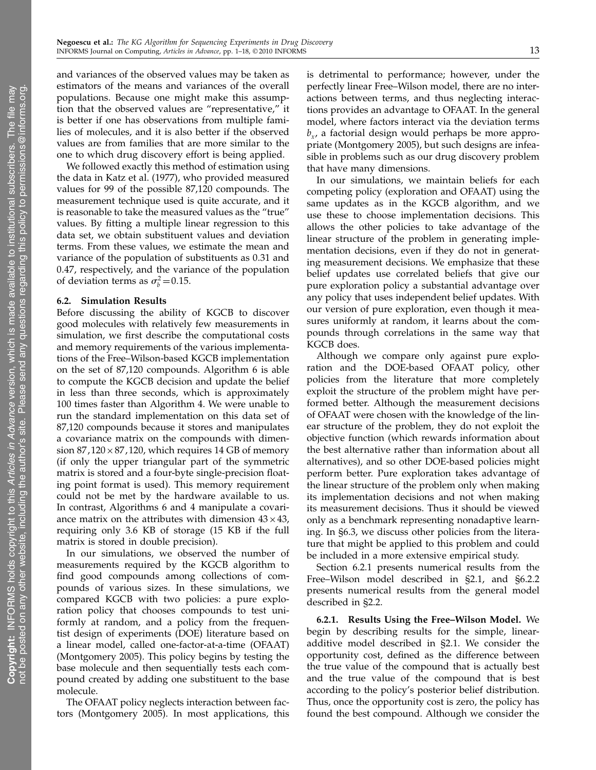and variances of the observed values may be taken as estimators of the means and variances of the overall populations. Because one might make this assumption that the observed values are "representative," it is better if one has observations from multiple families of molecules, and it is also better if the observed values are from families that are more similar to the one to which drug discovery effort is being applied.

We followed exactly this method of estimation using the data in Katz et al. (1977), who provided measured values for 99 of the possible 87,120 compounds. The measurement technique used is quite accurate, and it is reasonable to take the measured values as the "true" values. By fitting a multiple linear regression to this data set, we obtain substituent values and deviation terms. From these values, we estimate the mean and variance of the population of substituents as 0.31 and 0.47, respectively, and the variance of the population of deviation terms as $\sigma_b^2 = 0.15$.

### 6.2. Simulation Results

Before discussing the ability of KGCB to discover good molecules with relatively few measurements in simulation, we first describe the computational costs and memory requirements of the various implementations of the Free–Wilson-based KGCB implementation on the set of 87,120 compounds. Algorithm 6 is able to compute the KGCB decision and update the belief in less than three seconds, which is approximately 100 times faster than Algorithm 4. We were unable to run the standard implementation on this data set of 87,120 compounds because it stores and manipulates a covariance matrix on the compounds with dimension $87,120 \times 87,120$, which requires 14 GB of memory (if only the upper triangular part of the symmetric matrix is stored and a four-byte single-precision floating point format is used). This memory requirement could not be met by the hardware available to us. In contrast, Algorithms 6 and 4 manipulate a covariance matrix on the attributes with dimension $43 \times 43$, requiring only 3.6 KB of storage (15 KB if the full matrix is stored in double precision).

In our simulations, we observed the number of measurements required by the KGCB algorithm to find good compounds among collections of compounds of various sizes. In these simulations, we compared KGCB with two policies: a pure exploration policy that chooses compounds to test uniformly at random, and a policy from the frequentist design of experiments (DOE) literature based on a linear model, called one-factor-at-a-time (OFAAT) (Montgomery 2005). This policy begins by testing the base molecule and then sequentially tests each compound created by adding one substituent to the base molecule.

The OFAAT policy neglects interaction between factors (Montgomery 2005). In most applications, this is detrimental to performance; however, under the perfectly linear Free–Wilson model, there are no interactions between terms, and thus neglecting interactions provides an advantage to OFAAT. In the general model, where factors interact via the deviation terms $b_x$, a factorial design would perhaps be more appropriate (Montgomery 2005), but such designs are infeasible in problems such as our drug discovery problem that have many dimensions.

In our simulations, we maintain beliefs for each competing policy (exploration and OFAAT) using the same updates as in the KGCB algorithm, and we use these to choose implementation decisions. This allows the other policies to take advantage of the linear structure of the problem in generating implementation decisions, even if they do not in generating measurement decisions. We emphasize that these belief updates use correlated beliefs that give our pure exploration policy a substantial advantage over any policy that uses independent belief updates. With our version of pure exploration, even though it measures uniformly at random, it learns about the compounds through correlations in the same way that KGCB does.

Although we compare only against pure exploration and the DOE-based OFAAT policy, other policies from the literature that more completely exploit the structure of the problem might have performed better. Although the measurement decisions of OFAAT were chosen with the knowledge of the linear structure of the problem, they do not exploit the objective function (which rewards information about the best alternative rather than information about all alternatives), and so other DOE-based policies might perform better. Pure exploration takes advantage of the linear structure of the problem only when making its implementation decisions and not when making its measurement decisions. Thus it should be viewed only as a benchmark representing nonadaptive learning. In §6.3, we discuss other policies from the literature that might be applied to this problem and could be included in a more extensive empirical study.

Section 6.2.1 presents numerical results from the Free–Wilson model described in §2.1, and §6.2.2 presents numerical results from the general model described in §2.2.

**6.2.1. Results Using the Free–Wilson Model.** We begin by describing results for the simple, linear-additive model described in §2.1. We consider the opportunity cost, defined as the difference between the true value of the compound that is actually best and the true value of the compound that is best according to the policy's posterior belief distribution. Thus, once the opportunity cost is zero, the policy has found the best compound. Although we consider the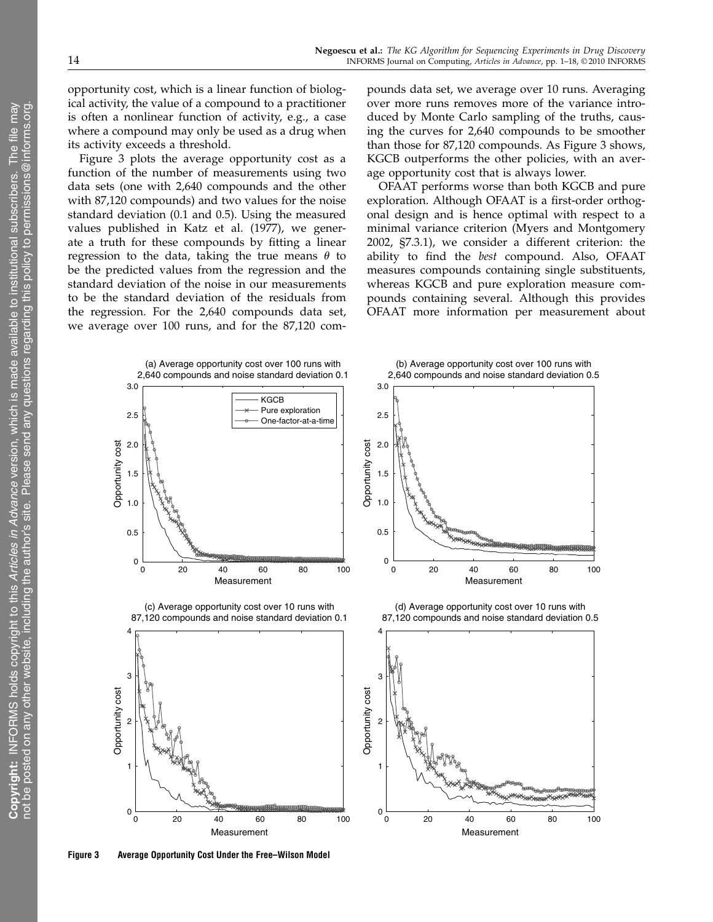opportunity cost, which is a linear function of biological activity, the value of a compound to a practitioner is often a nonlinear function of activity, e.g., a case where a compound may only be used as a drug when its activity exceeds a threshold.

Figure 3 plots the average opportunity cost as a function of the number of measurements using two data sets (one with 2,640 compounds and the other with 87,120 compounds) and two values for the noise standard deviation (0.1 and 0.5). Using the measured values published in Katz et al. (1977), we generate a truth for these compounds by fitting a linear regression to the data, taking the true means $\theta$ to be the predicted values from the regression and the standard deviation of the noise in our measurements to be the standard deviation of the residuals from the regression. For the 2,640 compounds data set, we average over 100 runs, and for the 87,120 compounds data set, we average over 10 runs. Averaging over more runs removes more of the variance introduced by Monte Carlo sampling of the truths, causing the curves for 2,640 compounds to be smoother than those for 87,120 compounds. As Figure 3 shows, KGCB outperforms the other policies, with an average opportunity cost that is always lower.

OFAAT performs worse than both KGCB and pure exploration. Although OFAAT is a first-order orthogonal design and is hence optimal with respect to a minimal variance criterion (Myers and Montgomery 2002, §7.3.1), we consider a different criterion: the ability to find the *best* compound. Also, OFAAT measures compounds containing single substituents, whereas KGCB and pure exploration measure compounds containing several. Although this provides OFAAT more information per measurement about

**Figure 3** Average Opportunity Cost Under the Free–Wilson Model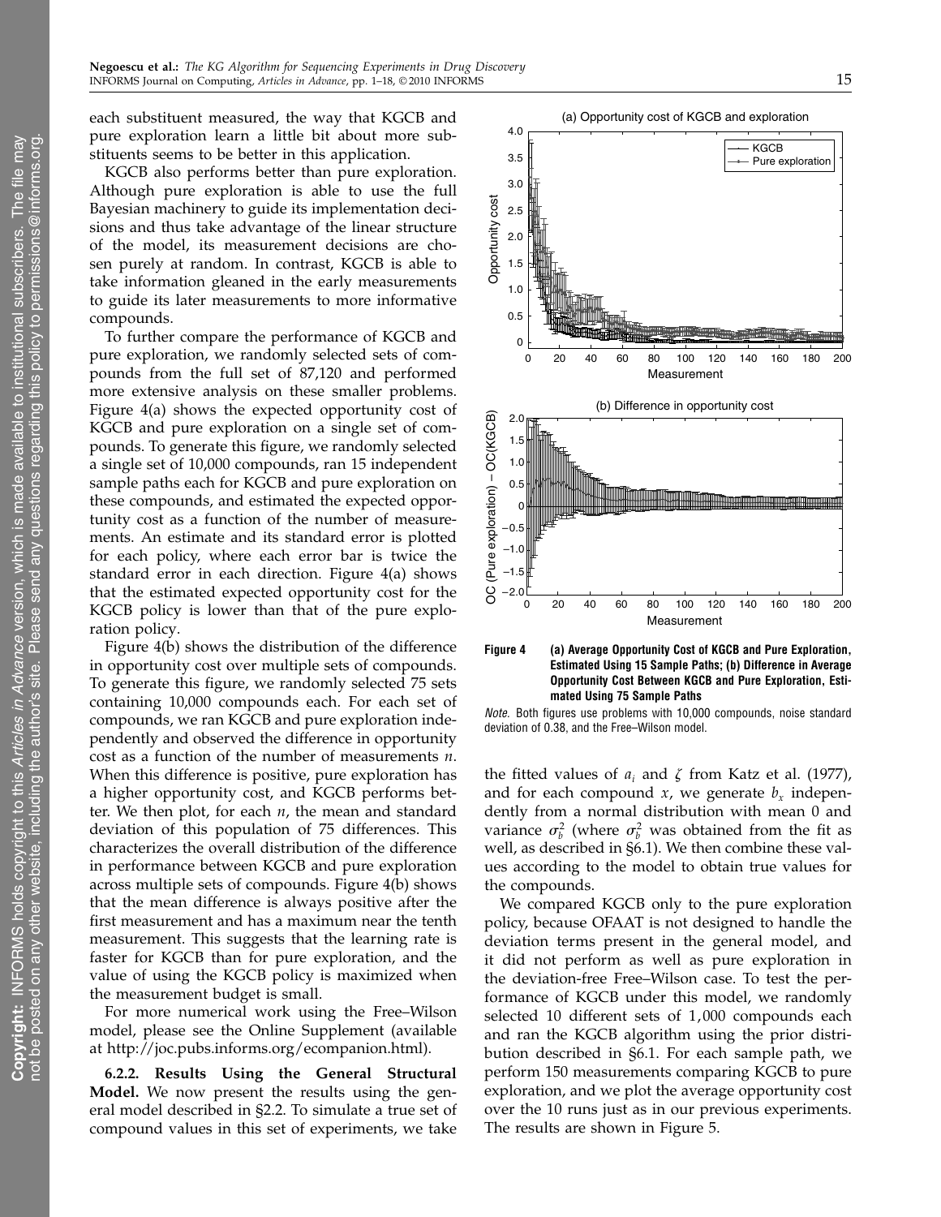each substituent measured, the way that KGCB and pure exploration learn a little bit about more substituents seems to be better in this application.

KGCB also performs better than pure exploration. Although pure exploration is able to use the full Bayesian machinery to guide its implementation decisions and thus take advantage of the linear structure of the model, its measurement decisions are chosen purely at random. In contrast, KGCB is able to take information gleaned in the early measurements to guide its later measurements to more informative compounds.

To further compare the performance of KGCB and pure exploration, we randomly selected sets of compounds from the full set of 87,120 and performed more extensive analysis on these smaller problems. Figure 4(a) shows the expected opportunity cost of KGCB and pure exploration on a single set of compounds. To generate this figure, we randomly selected a single set of 10,000 compounds, ran 15 independent sample paths each for KGCB and pure exploration on these compounds, and estimated the expected opportunity cost as a function of the number of measurements. An estimate and its standard error is plotted for each policy, where each error bar is twice the standard error in each direction. Figure 4(a) shows that the estimated expected opportunity cost for the KGCB policy is lower than that of the pure exploration policy.

Figure 4(b) shows the distribution of the difference in opportunity cost over multiple sets of compounds. To generate this figure, we randomly selected 75 sets containing 10,000 compounds each. For each set of compounds, we ran KGCB and pure exploration independently and observed the difference in opportunity cost as a function of the number of measurements $n$. When this difference is positive, pure exploration has a higher opportunity cost, and KGCB performs better. We then plot, for each $n$, the mean and standard deviation of this population of 75 differences. This characterizes the overall distribution of the difference in performance between KGCB and pure exploration across multiple sets of compounds. Figure 4(b) shows that the mean difference is always positive after the first measurement and has a maximum near the tenth measurement. This suggests that the learning rate is faster for KGCB than for pure exploration, and the value of using the KGCB policy is maximized when the measurement budget is small.

For more numerical work using the Free–Wilson model, please see the Online Supplement (available at http://joc.pubs.informs.org/ecompanion.html).

**6.2.2. Results Using the General Structural Model.** We now present the results using the general model described in §2.2. To simulate a true set of compound values in this set of experiments, we take the fitted values of $a_i$ and $\zeta$ from Katz et al. (1977), and for each compound $x$, we generate $b_x$ independently from a normal distribution with mean 0 and variance $\sigma_b^2$ (where $\sigma_b^2$ was obtained from the fit as well, as described in §6.1). We then combine these values according to the model to obtain true values for the compounds.

We compared KGCB only to the pure exploration policy, because OFAAT is not designed to handle the deviation terms present in the general model, and it did not perform as well as pure exploration in the deviation-free Free–Wilson case. To test the performance of KGCB under this model, we randomly selected 10 different sets of 1,000 compounds each and ran the KGCB algorithm using the prior distribution described in §6.1. For each sample path, we perform 150 measurements comparing KGCB to pure exploration, and we plot the average opportunity cost over the 10 runs just as in our previous experiments. The results are shown in Figure 5.

**Figure 4** **(a) Average Opportunity Cost of KGCB and Pure Exploration, Estimated Using 15 Sample Paths; (b) Difference in Average Opportunity Cost Between KGCB and Pure Exploration, Estimated Using 75 Sample Paths**

*Note.* Both figures use problems with 10,000 compounds, noise standard deviation of 0.38, and the Free–Wilson model.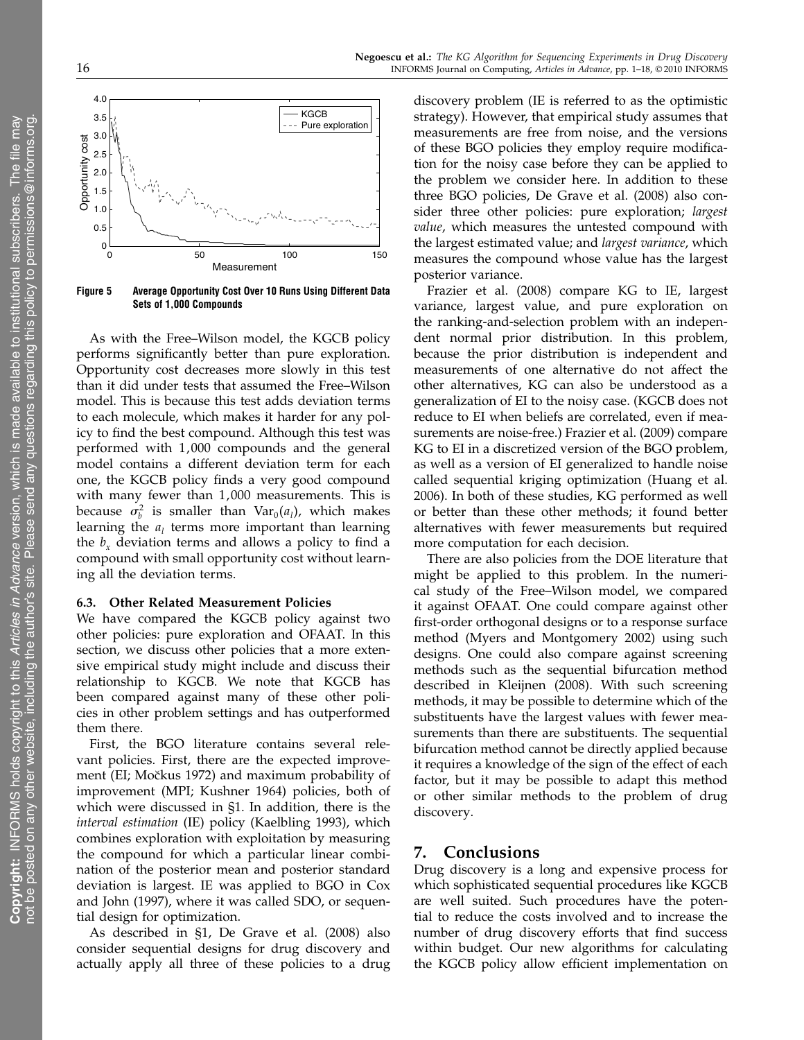**Figure 5** Average Opportunity Cost Over 10 Runs Using Different Data Sets of 1,000 Compounds

As with the Free–Wilson model, the KGCB policy performs significantly better than pure exploration. Opportunity cost decreases more slowly in this test than it did under tests that assumed the Free–Wilson model. This is because this test adds deviation terms to each molecule, which makes it harder for any policy to find the best compound. Although this test was performed with 1,000 compounds and the general model contains a different deviation term for each one, the KGCB policy finds a very good compound with many fewer than 1,000 measurements. This is because $\sigma_b^2$ is smaller than $\text{Var}_0(a_l)$, which makes learning the $a_l$ terms more important than learning the $b_x$ deviation terms and allows a policy to find a compound with small opportunity cost without learning all the deviation terms.

### 6.3. Other Related Measurement Policies

We have compared the KGCB policy against two other policies: pure exploration and OFAAT. In this section, we discuss other policies that a more extensive empirical study might include and discuss their relationship to KGCB. We note that KGCB has been compared against many of these other policies in other problem settings and has outperformed them there.

First, the BGO literature contains several relevant policies. First, there are the expected improvement (EI; Močkus 1972) and maximum probability of improvement (MPI; Kushner 1964) policies, both of which were discussed in §1. In addition, there is the *interval estimation* (IE) policy (Kaelbling 1993), which combines exploration with exploitation by measuring the compound for which a particular linear combination of the posterior mean and posterior standard deviation is largest. IE was applied to BGO in Cox and John (1997), where it was called SDO, or sequential design for optimization.

As described in §1, De Grave et al. (2008) also consider sequential designs for drug discovery and actually apply all three of these policies to a drug discovery problem (IE is referred to as the optimistic strategy). However, that empirical study assumes that measurements are free from noise, and the versions of these BGO policies they employ require modification for the noisy case before they can be applied to the problem we consider here. In addition to these three BGO policies, De Grave et al. (2008) also consider three other policies: pure exploration; *largest value*, which measures the untested compound with the largest estimated value; and *largest variance*, which measures the compound whose value has the largest posterior variance.

Frazier et al. (2008) compare KG to IE, largest variance, largest value, and pure exploration on the ranking-and-selection problem with an independent normal prior distribution. In this problem, because the prior distribution is independent and measurements of one alternative do not affect the other alternatives, KG can also be understood as a generalization of EI to the noisy case. (KGCB does not reduce to EI when beliefs are correlated, even if measurements are noise-free.) Frazier et al. (2009) compare KG to EI in a discretized version of the BGO problem, as well as a version of EI generalized to handle noise called sequential kriging optimization (Huang et al. 2006). In both of these studies, KG performed as well or better than these other methods; it found better alternatives with fewer measurements but required more computation for each decision.

There are also policies from the DOE literature that might be applied to this problem. In the numerical study of the Free–Wilson model, we compared it against OFAAT. One could compare against other first-order orthogonal designs or to a response surface method (Myers and Montgomery 2002) using such designs. One could also compare against screening methods such as the sequential bifurcation method described in Kleijnen (2008). With such screening methods, it may be possible to determine which of the substituents have the largest values with fewer measurements than there are substituents. The sequential bifurcation method cannot be directly applied because it requires a knowledge of the sign of the effect of each factor, but it may be possible to adapt this method or other similar methods to the problem of drug discovery.

## 7. Conclusions

Drug discovery is a long and expensive process for which sophisticated sequential procedures like KGCB are well suited. Such procedures have the potential to reduce the costs involved and to increase the number of drug discovery efforts that find success within budget. Our new algorithms for calculating the KGCB policy allow efficient implementation on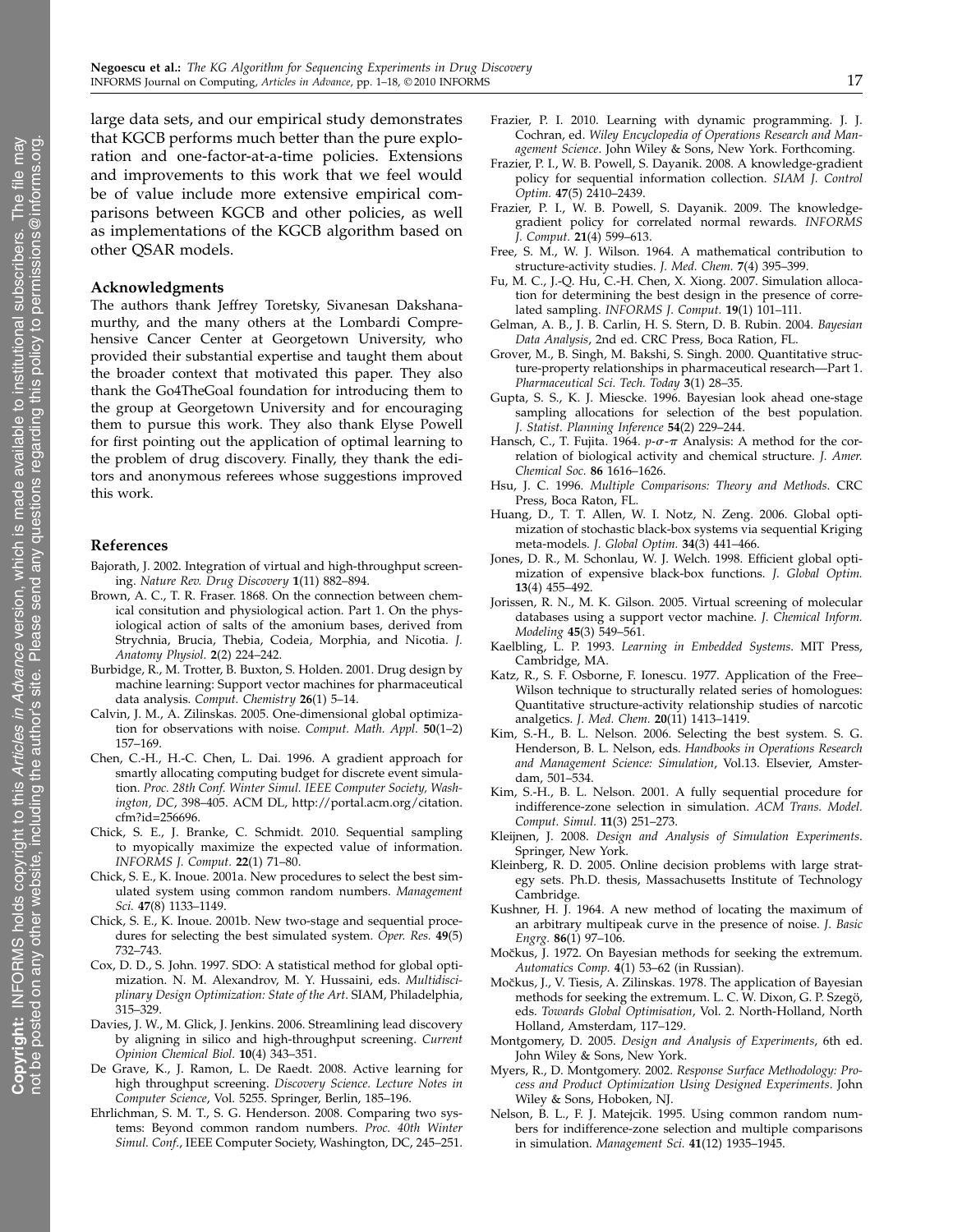large data sets, and our empirical study demonstrates that KGCB performs much better than the pure exploration and one-factor-at-a-time policies. Extensions and improvements to this work that we feel would be of value include more extensive empirical comparisons between KGCB and other policies, as well as implementations of the KGCB algorithm based on other QSAR models.

### Acknowledgments

The authors thank Jeffrey Toretsky, Sivanesan Dakshanamurthy, and the many others at the Lombardi Comprehensive Cancer Center at Georgetown University, who provided their substantial expertise and taught them about the broader context that motivated this paper. They also thank the Go4TheGoal foundation for introducing them to the group at Georgetown University and for encouraging them to pursue this work. They also thank Elyse Powell for first pointing out the application of optimal learning to the problem of drug discovery. Finally, they thank the editors and anonymous referees whose suggestions improved this work.

### References

Bajorath, J. 2002. Integration of virtual and high-throughput screening. *Nature Rev. Drug Discovery* **1**(11) 882–894.

Brown, A. C., T. R. Fraser. 1868. On the connection between chemical consitution and physiological action. Part 1. On the physiological action of salts of the amonium bases, derived from Strychnia, Brucia, Thebia, Codeia, Morphia, and Nicotia. *J. Anatomy Physiol.* **2**(2) 224–242.

Burbidge, R., M. Trotter, B. Buxton, S. Holden. 2001. Drug design by machine learning: Support vector machines for pharmaceutical data analysis. *Comput. Chemistry* **26**(1) 5–14.

Calvin, J. M., A. Zilinskas. 2005. One-dimensional global optimization for observations with noise. *Comput. Math. Appl.* **50**(1–2) 157–169.

Chen, C.-H., H.-C. Chen, L. Dai. 1996. A gradient approach for smartly allocating computing budget for discrete event simulation. *Proc. 28th Conf. Winter Simul. IEEE Computer Society, Washington, DC*, 398–405. ACM DL, http://portal.acm.org/citation.cfm?id=256696.

Chick, S. E., J. Branke, C. Schmidt. 2010. Sequential sampling to myopically maximize the expected value of information. *INFORMS J. Comput.* **22**(1) 71–80.

Chick, S. E., K. Inoue. 2001a. New procedures to select the best simulated system using common random numbers. *Management Sci.* **47**(8) 1133–1149.

Chick, S. E., K. Inoue. 2001b. New two-stage and sequential procedures for selecting the best simulated system. *Oper. Res.* **49**(5) 732–743.

Cox, D. D., S. John. 1997. SDO: A statistical method for global optimization. N. M. Alexandrov, M. Y. Hussaini, eds. *Multidisciplinary Design Optimization: State of the Art*. SIAM, Philadelphia, 315–329.

Davies, J. W., M. Glick, J. Jenkins. 2006. Streamlining lead discovery by aligning in silico and high-throughput screening. *Current Opinion Chemical Biol.* **10**(4) 343–351.

De Grave, K., J. Ramon, L. De Raedt. 2008. Active learning for high throughput screening. *Discovery Science. Lecture Notes in Computer Science*, Vol. 5255. Springer, Berlin, 185–196.

Ehrlichman, S. M. T., S. G. Henderson. 2008. Comparing two systems: Beyond common random numbers. *Proc. 40th Winter Simul. Conf.*, IEEE Computer Society, Washington, DC, 245–251.

Frazier, P. I. 2010. Learning with dynamic programming. J. J. Cochran, ed. *Wiley Encyclopedia of Operations Research and Management Science*. John Wiley & Sons, New York. Forthcoming.

Frazier, P. I., W. B. Powell, S. Dayanik. 2008. A knowledge-gradient policy for sequential information collection. *SIAM J. Control Optim.* **47**(5) 2410–2439.

Frazier, P. I., W. B. Powell, S. Dayanik. 2009. The knowledge-gradient policy for correlated normal rewards. *INFORMS J. Comput.* **21**(4) 599–613.

Free, S. M., W. J. Wilson. 1964. A mathematical contribution to structure-activity studies. *J. Med. Chem.* **7**(4) 395–399.

Fu, M. C., J.-Q. Hu, C.-H. Chen, X. Xiong. 2007. Simulation allocation for determining the best design in the presence of correlated sampling. *INFORMS J. Comput.* **19**(1) 101–111.

Gelman, A. B., J. B. Carlin, H. S. Stern, D. B. Rubin. 2004. *Bayesian Data Analysis*, 2nd ed. CRC Press, Boca Ration, FL.

Grover, M., B. Singh, M. Bakshi, S. Singh. 2000. Quantitative structure-property relationships in pharmaceutical research—Part 1. *Pharmaceutical Sci. Tech. Today* **3**(1) 28–35.

Gupta, S. S., K. J. Miescke. 1996. Bayesian look ahead one-stage sampling allocations for selection of the best population. *J. Statist. Planning Inference* **54**(2) 229–244.

Hansch, C., T. Fujita. 1964. $p$-$\sigma$-$\pi$ Analysis: A method for the correlation of biological activity and chemical structure. *J. Amer. Chemical Soc.* **86** 1616–1626.

Hsu, J. C. 1996. *Multiple Comparisons: Theory and Methods*. CRC Press, Boca Raton, FL.

Huang, D., T. T. Allen, W. I. Notz, N. Zeng. 2006. Global optimization of stochastic black-box systems via sequential Kriging meta-models. *J. Global Optim.* **34**(3) 441–466.

Jones, D. R., M. Schonlau, W. J. Welch. 1998. Efficient global optimization of expensive black-box functions. *J. Global Optim.* **13**(4) 455–492.

Jorissen, R. N., M. K. Gilson. 2005. Virtual screening of molecular databases using a support vector machine. *J. Chemical Inform. Modeling* **45**(3) 549–561.

Kaelbling, L. P. 1993. *Learning in Embedded Systems*. MIT Press, Cambridge, MA.

Katz, R., S. F. Osborne, F. Ionescu. 1977. Application of the Free–Wilson technique to structurally related series of homologues: Quantitative structure-activity relationship studies of narcotic analgetics. *J. Med. Chem.* **20**(11) 1413–1419.

Kim, S.-H., B. L. Nelson. 2006. Selecting the best system. S. G. Henderson, B. L. Nelson, eds. *Handbooks in Operations Research and Management Science: Simulation*, Vol.13. Elsevier, Amsterdam, 501–534.

Kim, S.-H., B. L. Nelson. 2001. A fully sequential procedure for indifference-zone selection in simulation. *ACM Trans. Model. Comput. Simul.* **11**(3) 251–273.

Kleijnen, J. 2008. *Design and Analysis of Simulation Experiments*. Springer, New York.

Kleinberg, R. D. 2005. Online decision problems with large strategy sets. Ph.D. thesis, Massachusetts Institute of Technology Cambridge.

Kushner, H. J. 1964. A new method of locating the maximum of an arbitrary multipeak curve in the presence of noise. *J. Basic Engrg.* **86**(1) 97–106.

Močkus, J. 1972. On Bayesian methods for seeking the extremum. *Automatics Comp.* **4**(1) 53–62 (in Russian).

Močkus, J., V. Tiesis, A. Zilinskas. 1978. The application of Bayesian methods for seeking the extremum. L. C. W. Dixon, G. P. Szegö, eds. *Towards Global Optimisation*, Vol. 2. North-Holland, North Holland, Amsterdam, 117–129.

Montgomery, D. 2005. *Design and Analysis of Experiments*, 6th ed. John Wiley & Sons, New York.

Myers, R., D. Montgomery. 2002. *Response Surface Methodology: Process and Product Optimization Using Designed Experiments*. John Wiley & Sons, Hoboken, NJ.

Nelson, B. L., F. J. Matejcik. 1995. Using common random numbers for indifference-zone selection and multiple comparisons in simulation. *Management Sci.* **41**(12) 1935–1945.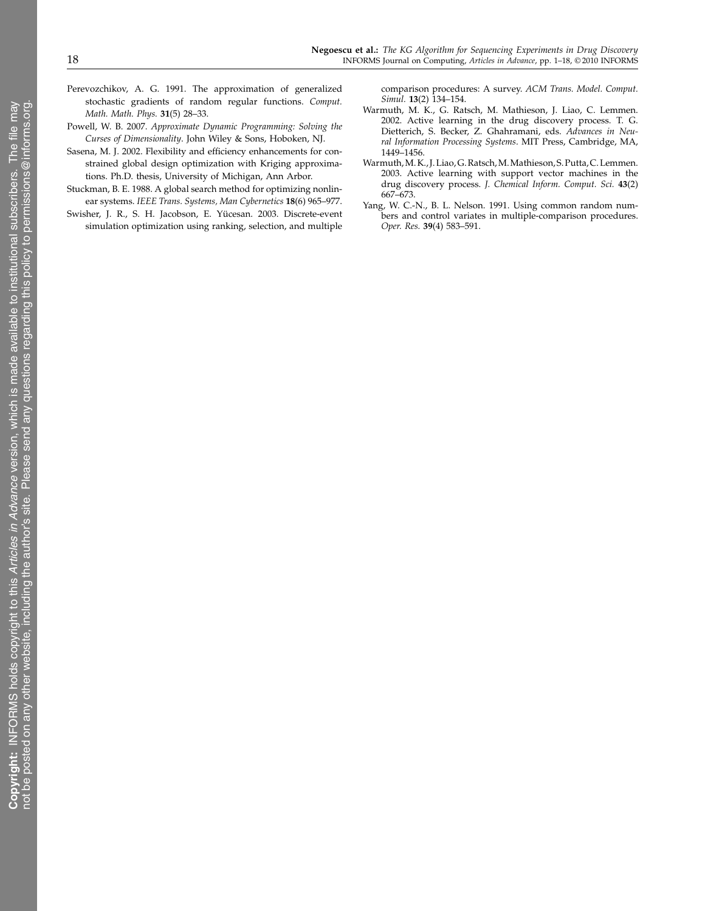Perevozchikov, A. G. 1991. The approximation of generalized stochastic gradients of random regular functions. *Comput. Math. Math. Phys.* **31**(5) 28–33.

Powell, W. B. 2007. *Approximate Dynamic Programming: Solving the Curses of Dimensionality*. John Wiley & Sons, Hoboken, NJ.

Sasena, M. J. 2002. Flexibility and efficiency enhancements for constrained global design optimization with Kriging approximations. Ph.D. thesis, University of Michigan, Ann Arbor.

Stuckman, B. E. 1988. A global search method for optimizing nonlinear systems. *IEEE Trans. Systems, Man Cybernetics* **18**(6) 965–977.

Swisher, J. R., S. H. Jacobson, E. Yücesan. 2003. Discrete-event simulation optimization using ranking, selection, and multiple comparison procedures: A survey. *ACM Trans. Model. Comput. Simul.* **13**(2) 134–154.

Warmuth, M. K., G. Ratsch, M. Mathieson, J. Liao, C. Lemmen. 2002. Active learning in the drug discovery process. T. G. Dietterich, S. Becker, Z. Ghahramani, eds. *Advances in Neural Information Processing Systems*. MIT Press, Cambridge, MA, 1449–1456.

Warmuth, M. K., J. Liao, G. Ratsch, M. Mathieson, S. Putta, C. Lemmen. 2003. Active learning with support vector machines in the drug discovery process. *J. Chemical Inform. Comput. Sci.* **43**(2) 667–673.

Yang, W. C.-N., B. L. Nelson. 1991. Using common random numbers and control variates in multiple-comparison procedures. *Oper. Res.* **39**(4) 583–591.